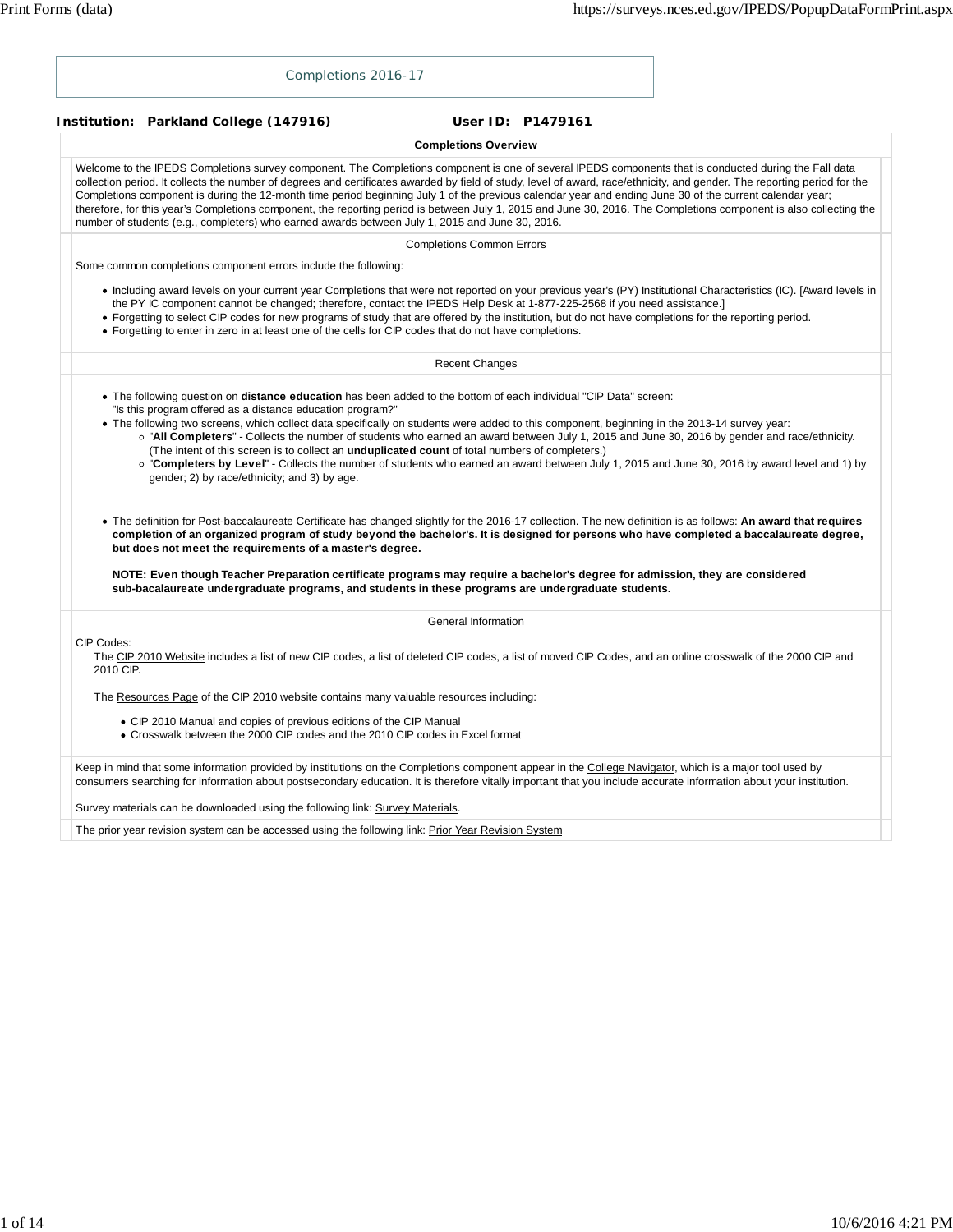# Completions 2016-17

**Institution: Parkland College (147916)** **User ID: P1479161**

## Completions Overview

Welcome to the IPEDS Completions survey component. The Completions component is one of several IPEDS components that is conducted during the Fall data collection period. It collects the number of degrees and certificates awarded by field of study, level of award, race/ethnicity, and gender. The reporting period for the Completions component is during the 12-month time period beginning July 1 of the previous calendar year and ending June 30 of the current calendar year; therefore, for this year's Completions component, the reporting period is between July 1, 2015 and June 30, 2016. The Completions component is also collecting the number of students (e.g., completers) who earned awards between July 1, 2015 and June 30, 2016.

## Completions Common Errors

Some common completions component errors include the following:

- Including award levels on your current year Completions that were not reported on your previous year's (PY) Institutional Characteristics (IC). [Award levels in the PY IC component cannot be changed; therefore, contact the IPEDS Help Desk at 1-877-225-2568 if you need assistance.]
- Forgetting to select CIP codes for new programs of study that are offered by the institution, but do not have completions for the reporting period.
- Forgetting to enter in zero in at least one of the cells for CIP codes that do not have completions.

## Recent Changes

- The following question on **distance education** has been added to the bottom of each individual "CIP Data" screen: "Is this program offered as a distance education program?"
- The following two screens, which collect data specifically on students were added to this component, beginning in the 2013-14 survey year:
  - "**All Completers**" - Collects the number of students who earned an award between July 1, 2015 and June 30, 2016 by gender and race/ethnicity. (The intent of this screen is to collect an **unduplicated count** of total numbers of completers.)
  - "**Completers by Level**" - Collects the number of students who earned an award between July 1, 2015 and June 30, 2016 by award level and 1) by gender; 2) by race/ethnicity; and 3) by age.

- The definition for Post-baccalaureate Certificate has changed slightly for the 2016-17 collection. The new definition is as follows: **An award that requires completion of an organized program of study beyond the bachelor's. It is designed for persons who have completed a baccalaureate degree, but does not meet the requirements of a master's degree.**

  **NOTE: Even though Teacher Preparation certificate programs may require a bachelor's degree for admission, they are considered sub-bacalaureate undergraduate programs, and students in these programs are undergraduate students.**

## General Information

CIP Codes:

The CIP 2010 Website includes a list of new CIP codes, a list of deleted CIP codes, a list of moved CIP Codes, and an online crosswalk of the 2000 CIP and 2010 CIP.

The Resources Page of the CIP 2010 website contains many valuable resources including:

- CIP 2010 Manual and copies of previous editions of the CIP Manual
- Crosswalk between the 2000 CIP codes and the 2010 CIP codes in Excel format

Keep in mind that some information provided by institutions on the Completions component appear in the College Navigator, which is a major tool used by consumers searching for information about postsecondary education. It is therefore vitally important that you include accurate information about your institution.

Survey materials can be downloaded using the following link: Survey Materials.

The prior year revision system can be accessed using the following link: Prior Year Revision System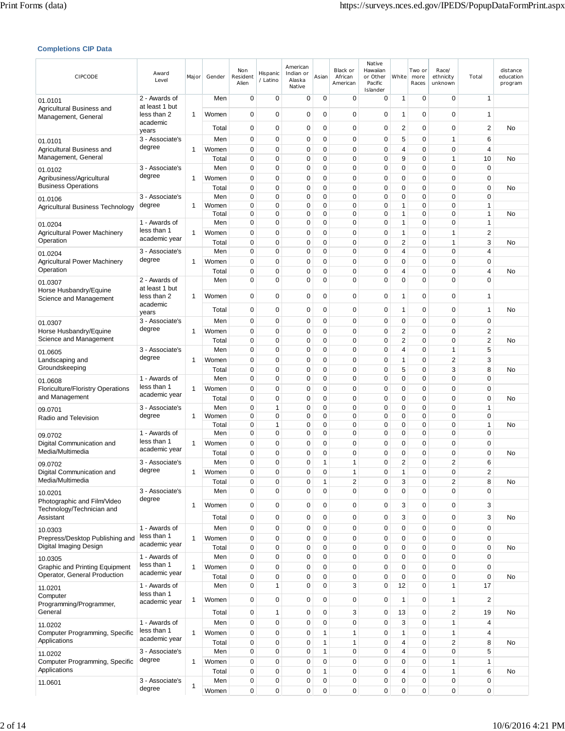### Completions CIP Data

| CIPCODE | Award Level | Major | Gender | Non Resident Alien | Hispanic / Latino | American Indian or Alaska Native | Asian | Black or African American | Native Hawaiian or Other Pacific Islander | White | Two or more Races | Race/ ethnicity unknown | Total | distance education program |
|---|---|---|---|---|---|---|---|---|---|---|---|---|---|---|
| 01.0101 Agricultural Business and Management, General | 2 - Awards of at least 1 but less than 2 academic years | 1 | Men | 0 | 0 | 0 | 0 | 0 | 0 | 1 | 0 | 0 | 1 | |
| | | | Women | 0 | 0 | 0 | 0 | 0 | 0 | 1 | 0 | 0 | 1 | |
| | | | Total | 0 | 0 | 0 | 0 | 0 | 0 | 2 | 0 | 0 | 2 | No |
| 01.0101 Agricultural Business and Management, General | 3 - Associate's degree | 1 | Men | 0 | 0 | 0 | 0 | 0 | 0 | 5 | 0 | 1 | 6 | |
| | | | Women | 0 | 0 | 0 | 0 | 0 | 0 | 4 | 0 | 0 | 4 | |
| | | | Total | 0 | 0 | 0 | 0 | 0 | 0 | 9 | 0 | 1 | 10 | No |
| 01.0102 Agribusiness/Agricultural Business Operations | 3 - Associate's degree | 1 | Men | 0 | 0 | 0 | 0 | 0 | 0 | 0 | 0 | 0 | 0 | |
| | | | Women | 0 | 0 | 0 | 0 | 0 | 0 | 0 | 0 | 0 | 0 | |
| | | | Total | 0 | 0 | 0 | 0 | 0 | 0 | 0 | 0 | 0 | 0 | No |
| 01.0106 Agricultural Business Technology | 3 - Associate's degree | 1 | Men | 0 | 0 | 0 | 0 | 0 | 0 | 0 | 0 | 0 | 0 | |
| | | | Women | 0 | 0 | 0 | 0 | 0 | 0 | 1 | 0 | 0 | 1 | |
| | | | Total | 0 | 0 | 0 | 0 | 0 | 0 | 1 | 0 | 0 | 1 | No |
| 01.0204 Agricultural Power Machinery Operation | 1 - Awards of less than 1 academic year | 1 | Men | 0 | 0 | 0 | 0 | 0 | 0 | 1 | 0 | 0 | 1 | |
| | | | Women | 0 | 0 | 0 | 0 | 0 | 0 | 1 | 0 | 1 | 2 | |
| | | | Total | 0 | 0 | 0 | 0 | 0 | 0 | 2 | 0 | 1 | 3 | No |
| 01.0204 Agricultural Power Machinery Operation | 3 - Associate's degree | 1 | Men | 0 | 0 | 0 | 0 | 0 | 0 | 4 | 0 | 0 | 4 | |
| | | | Women | 0 | 0 | 0 | 0 | 0 | 0 | 0 | 0 | 0 | 0 | |
| | | | Total | 0 | 0 | 0 | 0 | 0 | 0 | 4 | 0 | 0 | 4 | No |
| 01.0307 Horse Husbandry/Equine Science and Management | 2 - Awards of at least 1 but less than 2 academic years | 1 | Men | 0 | 0 | 0 | 0 | 0 | 0 | 0 | 0 | 0 | 0 | |
| | | | Women | 0 | 0 | 0 | 0 | 0 | 0 | 1 | 0 | 0 | 1 | |
| | | | Total | 0 | 0 | 0 | 0 | 0 | 0 | 1 | 0 | 0 | 1 | No |
| 01.0307 Horse Husbandry/Equine Science and Management | 3 - Associate's degree | 1 | Men | 0 | 0 | 0 | 0 | 0 | 0 | 0 | 0 | 0 | 0 | |
| | | | Women | 0 | 0 | 0 | 0 | 0 | 0 | 2 | 0 | 0 | 2 | |
| | | | Total | 0 | 0 | 0 | 0 | 0 | 0 | 2 | 0 | 0 | 2 | No |
| 01.0605 Landscaping and Groundskeeping | 3 - Associate's degree | 1 | Men | 0 | 0 | 0 | 0 | 0 | 0 | 4 | 0 | 1 | 5 | |
| | | | Women | 0 | 0 | 0 | 0 | 0 | 0 | 1 | 0 | 2 | 3 | |
| | | | Total | 0 | 0 | 0 | 0 | 0 | 0 | 5 | 0 | 3 | 8 | No |
| 01.0608 Floriculture/Floristry Operations and Management | 1 - Awards of less than 1 academic year | 1 | Men | 0 | 0 | 0 | 0 | 0 | 0 | 0 | 0 | 0 | 0 | |
| | | | Women | 0 | 0 | 0 | 0 | 0 | 0 | 0 | 0 | 0 | 0 | |
| | | | Total | 0 | 0 | 0 | 0 | 0 | 0 | 0 | 0 | 0 | 0 | No |
| 09.0701 Radio and Television | 3 - Associate's degree | 1 | Men | 0 | 1 | 0 | 0 | 0 | 0 | 0 | 0 | 0 | 1 | |
| | | | Women | 0 | 0 | 0 | 0 | 0 | 0 | 0 | 0 | 0 | 0 | |
| | | | Total | 0 | 1 | 0 | 0 | 0 | 0 | 0 | 0 | 0 | 1 | No |
| 09.0702 Digital Communication and Media/Multimedia | 1 - Awards of less than 1 academic year | 1 | Men | 0 | 0 | 0 | 0 | 0 | 0 | 0 | 0 | 0 | 0 | |
| | | | Women | 0 | 0 | 0 | 0 | 0 | 0 | 0 | 0 | 0 | 0 | |
| | | | Total | 0 | 0 | 0 | 0 | 0 | 0 | 0 | 0 | 0 | 0 | No |
| 09.0702 Digital Communication and Media/Multimedia | 3 - Associate's degree | 1 | Men | 0 | 0 | 0 | 1 | 1 | 0 | 2 | 0 | 2 | 6 | |
| | | | Women | 0 | 0 | 0 | 0 | 1 | 0 | 1 | 0 | 0 | 2 | |
| | | | Total | 0 | 0 | 0 | 1 | 2 | 0 | 3 | 0 | 2 | 8 | No |
| 10.0201 Photographic and Film/Video Technology/Technician and Assistant | 3 - Associate's degree | 1 | Men | 0 | 0 | 0 | 0 | 0 | 0 | 0 | 0 | 0 | 0 | |
| | | | Women | 0 | 0 | 0 | 0 | 0 | 0 | 3 | 0 | 0 | 3 | |
| | | | Total | 0 | 0 | 0 | 0 | 0 | 0 | 3 | 0 | 0 | 3 | No |
| 10.0303 Prepress/Desktop Publishing and Digital Imaging Design | 1 - Awards of less than 1 academic year | 1 | Men | 0 | 0 | 0 | 0 | 0 | 0 | 0 | 0 | 0 | 0 | |
| | | | Women | 0 | 0 | 0 | 0 | 0 | 0 | 0 | 0 | 0 | 0 | |
| | | | Total | 0 | 0 | 0 | 0 | 0 | 0 | 0 | 0 | 0 | 0 | No |
| 10.0305 Graphic and Printing Equipment Operator, General Production | 1 - Awards of less than 1 academic year | 1 | Men | 0 | 0 | 0 | 0 | 0 | 0 | 0 | 0 | 0 | 0 | |
| | | | Women | 0 | 0 | 0 | 0 | 0 | 0 | 0 | 0 | 0 | 0 | |
| | | | Total | 0 | 0 | 0 | 0 | 0 | 0 | 0 | 0 | 0 | 0 | No |
| 11.0201 Computer Programming/Programmer, General | 1 - Awards of less than 1 academic year | 1 | Men | 0 | 1 | 0 | 0 | 3 | 0 | 12 | 0 | 1 | 17 | |
| | | | Women | 0 | 0 | 0 | 0 | 0 | 0 | 1 | 0 | 1 | 2 | |
| | | | Total | 0 | 1 | 0 | 0 | 3 | 0 | 13 | 0 | 2 | 19 | No |
| 11.0202 Computer Programming, Specific Applications | 1 - Awards of less than 1 academic year | 1 | Men | 0 | 0 | 0 | 0 | 0 | 0 | 3 | 0 | 1 | 4 | |
| | | | Women | 0 | 0 | 0 | 1 | 1 | 0 | 1 | 0 | 1 | 4 | |
| | | | Total | 0 | 0 | 0 | 1 | 1 | 0 | 4 | 0 | 2 | 8 | No |
| 11.0202 Computer Programming, Specific Applications | 3 - Associate's degree | 1 | Men | 0 | 0 | 0 | 1 | 0 | 0 | 4 | 0 | 0 | 5 | |
| | | | Women | 0 | 0 | 0 | 0 | 0 | 0 | 0 | 0 | 1 | 1 | |
| | | | Total | 0 | 0 | 0 | 1 | 0 | 0 | 4 | 0 | 1 | 6 | No |
| 11.0601 | 3 - Associate's degree | 1 | Men | 0 | 0 | 0 | 0 | 0 | 0 | 0 | 0 | 0 | 0 | |
| | | | Women | 0 | 0 | 0 | 0 | 0 | 0 | 0 | 0 | 0 | 0 | |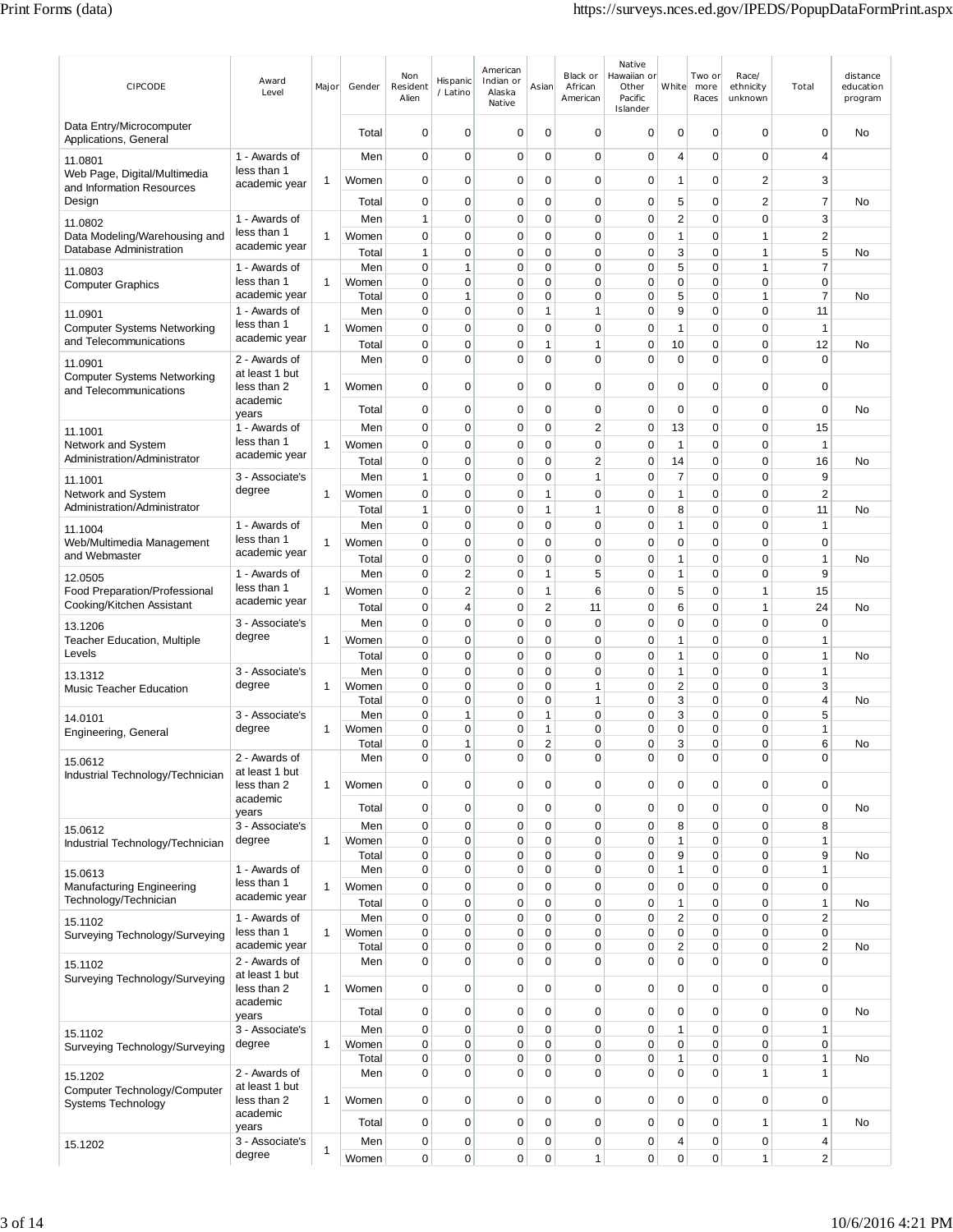| CIPCODE | Award Level | Major | Gender | Non Resident Alien | Hispanic / Latino | American Indian or Alaska Native | Asian | Black or African American | Native Hawaiian or Other Pacific Islander | White | Two or more Races | Race/ ethnicity unknown | Total | distance education program |
|---|---|---|---|---|---|---|---|---|---|---|---|---|---|---|
| Data Entry/Microcomputer Applications, General | | | Total | 0 | 0 | 0 | 0 | 0 | 0 | 0 | 0 | 0 | 0 | No |
| 11.0801 Web Page, Digital/Multimedia and Information Resources Design | 1 - Awards of less than 1 academic year | 1 | Men | 0 | 0 | 0 | 0 | 0 | 0 | 4 | 0 | 0 | 4 | |
| | | | Women | 0 | 0 | 0 | 0 | 0 | 0 | 1 | 0 | 2 | 3 | |
| | | | Total | 0 | 0 | 0 | 0 | 0 | 0 | 5 | 0 | 2 | 7 | No |
| 11.0802 Data Modeling/Warehousing and Database Administration | 1 - Awards of less than 1 academic year | 1 | Men | 1 | 0 | 0 | 0 | 0 | 0 | 2 | 0 | 0 | 3 | |
| | | | Women | 0 | 0 | 0 | 0 | 0 | 0 | 1 | 0 | 1 | 2 | |
| | | | Total | 1 | 0 | 0 | 0 | 0 | 0 | 3 | 0 | 1 | 5 | No |
| 11.0803 Computer Graphics | 1 - Awards of less than 1 academic year | 1 | Men | 0 | 1 | 0 | 0 | 0 | 0 | 5 | 0 | 1 | 7 | |
| | | | Women | 0 | 0 | 0 | 0 | 0 | 0 | 0 | 0 | 0 | 0 | |
| | | | Total | 0 | 1 | 0 | 0 | 0 | 0 | 5 | 0 | 1 | 7 | No |
| 11.0901 Computer Systems Networking and Telecommunications | 1 - Awards of less than 1 academic year | 1 | Men | 0 | 0 | 0 | 1 | 1 | 0 | 9 | 0 | 0 | 11 | |
| | | | Women | 0 | 0 | 0 | 0 | 0 | 0 | 1 | 0 | 0 | 1 | |
| | | | Total | 0 | 0 | 0 | 1 | 1 | 0 | 10 | 0 | 0 | 12 | No |
| 11.0901 Computer Systems Networking and Telecommunications | 2 - Awards of at least 1 but less than 2 academic years | 1 | Men | 0 | 0 | 0 | 0 | 0 | 0 | 0 | 0 | 0 | 0 | |
| | | | Women | 0 | 0 | 0 | 0 | 0 | 0 | 0 | 0 | 0 | 0 | |
| | | | Total | 0 | 0 | 0 | 0 | 0 | 0 | 0 | 0 | 0 | 0 | No |
| 11.1001 Network and System Administration/Administrator | 1 - Awards of less than 1 academic year | 1 | Men | 0 | 0 | 0 | 0 | 2 | 0 | 13 | 0 | 0 | 15 | |
| | | | Women | 0 | 0 | 0 | 0 | 0 | 0 | 1 | 0 | 0 | 1 | |
| | | | Total | 0 | 0 | 0 | 0 | 2 | 0 | 14 | 0 | 0 | 16 | No |
| 11.1001 Network and System Administration/Administrator | 3 - Associate's degree | 1 | Men | 1 | 0 | 0 | 0 | 1 | 0 | 7 | 0 | 0 | 9 | |
| | | | Women | 0 | 0 | 0 | 1 | 0 | 0 | 1 | 0 | 0 | 2 | |
| | | | Total | 1 | 0 | 0 | 1 | 1 | 0 | 8 | 0 | 0 | 11 | No |
| 11.1004 Web/Multimedia Management and Webmaster | 1 - Awards of less than 1 academic year | 1 | Men | 0 | 0 | 0 | 0 | 0 | 0 | 1 | 0 | 0 | 1 | |
| | | | Women | 0 | 0 | 0 | 0 | 0 | 0 | 0 | 0 | 0 | 0 | |
| | | | Total | 0 | 0 | 0 | 0 | 0 | 0 | 1 | 0 | 0 | 1 | No |
| 12.0505 Food Preparation/Professional Cooking/Kitchen Assistant | 1 - Awards of less than 1 academic year | 1 | Men | 0 | 2 | 0 | 1 | 5 | 0 | 1 | 0 | 0 | 9 | |
| | | | Women | 0 | 2 | 0 | 1 | 6 | 0 | 5 | 0 | 1 | 15 | |
| | | | Total | 0 | 4 | 0 | 2 | 11 | 0 | 6 | 0 | 1 | 24 | No |
| 13.1206 Teacher Education, Multiple Levels | 3 - Associate's degree | 1 | Men | 0 | 0 | 0 | 0 | 0 | 0 | 0 | 0 | 0 | 0 | |
| | | | Women | 0 | 0 | 0 | 0 | 0 | 0 | 1 | 0 | 0 | 1 | |
| | | | Total | 0 | 0 | 0 | 0 | 0 | 0 | 1 | 0 | 0 | 1 | No |
| 13.1312 Music Teacher Education | 3 - Associate's degree | 1 | Men | 0 | 0 | 0 | 0 | 0 | 0 | 1 | 0 | 0 | 1 | |
| | | | Women | 0 | 0 | 0 | 0 | 1 | 0 | 2 | 0 | 0 | 3 | |
| | | | Total | 0 | 0 | 0 | 0 | 1 | 0 | 3 | 0 | 0 | 4 | No |
| 14.0101 Engineering, General | 3 - Associate's degree | 1 | Men | 0 | 1 | 0 | 1 | 0 | 0 | 3 | 0 | 0 | 5 | |
| | | | Women | 0 | 0 | 0 | 1 | 0 | 0 | 0 | 0 | 0 | 1 | |
| | | | Total | 0 | 1 | 0 | 2 | 0 | 0 | 3 | 0 | 0 | 6 | No |
| 15.0612 Industrial Technology/Technician | 2 - Awards of at least 1 but less than 2 academic years | 1 | Men | 0 | 0 | 0 | 0 | 0 | 0 | 0 | 0 | 0 | 0 | |
| | | | Women | 0 | 0 | 0 | 0 | 0 | 0 | 0 | 0 | 0 | 0 | |
| | | | Total | 0 | 0 | 0 | 0 | 0 | 0 | 0 | 0 | 0 | 0 | No |
| 15.0612 Industrial Technology/Technician | 3 - Associate's degree | 1 | Men | 0 | 0 | 0 | 0 | 0 | 0 | 8 | 0 | 0 | 8 | |
| | | | Women | 0 | 0 | 0 | 0 | 0 | 0 | 1 | 0 | 0 | 1 | |
| | | | Total | 0 | 0 | 0 | 0 | 0 | 0 | 9 | 0 | 0 | 9 | No |
| 15.0613 Manufacturing Engineering Technology/Technician | 1 - Awards of less than 1 academic year | 1 | Men | 0 | 0 | 0 | 0 | 0 | 0 | 1 | 0 | 0 | 1 | |
| | | | Women | 0 | 0 | 0 | 0 | 0 | 0 | 0 | 0 | 0 | 0 | |
| | | | Total | 0 | 0 | 0 | 0 | 0 | 0 | 1 | 0 | 0 | 1 | No |
| 15.1102 Surveying Technology/Surveying | 1 - Awards of less than 1 academic year | 1 | Men | 0 | 0 | 0 | 0 | 0 | 0 | 2 | 0 | 0 | 2 | |
| | | | Women | 0 | 0 | 0 | 0 | 0 | 0 | 0 | 0 | 0 | 0 | |
| | | | Total | 0 | 0 | 0 | 0 | 0 | 0 | 2 | 0 | 0 | 2 | No |
| 15.1102 Surveying Technology/Surveying | 2 - Awards of at least 1 but less than 2 academic years | 1 | Men | 0 | 0 | 0 | 0 | 0 | 0 | 0 | 0 | 0 | 0 | |
| | | | Women | 0 | 0 | 0 | 0 | 0 | 0 | 0 | 0 | 0 | 0 | |
| | | | Total | 0 | 0 | 0 | 0 | 0 | 0 | 0 | 0 | 0 | 0 | No |
| 15.1102 Surveying Technology/Surveying | 3 - Associate's degree | 1 | Men | 0 | 0 | 0 | 0 | 0 | 0 | 1 | 0 | 0 | 1 | |
| | | | Women | 0 | 0 | 0 | 0 | 0 | 0 | 0 | 0 | 0 | 0 | |
| | | | Total | 0 | 0 | 0 | 0 | 0 | 0 | 1 | 0 | 0 | 1 | No |
| 15.1202 Computer Technology/Computer Systems Technology | 2 - Awards of at least 1 but less than 2 academic years | 1 | Men | 0 | 0 | 0 | 0 | 0 | 0 | 0 | 0 | 1 | 1 | |
| | | | Women | 0 | 0 | 0 | 0 | 0 | 0 | 0 | 0 | 0 | 0 | |
| | | | Total | 0 | 0 | 0 | 0 | 0 | 0 | 0 | 0 | 1 | 1 | No |
| 15.1202 | 3 - Associate's degree | 1 | Men | 0 | 0 | 0 | 0 | 0 | 0 | 4 | 0 | 0 | 4 | |
| | | | Women | 0 | 0 | 0 | 0 | 1 | 0 | 0 | 0 | 1 | 2 | |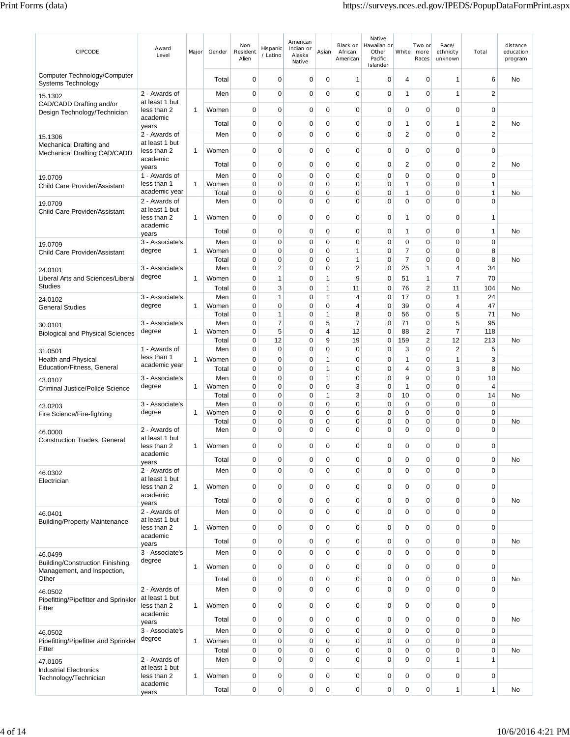| CIPCODE | Award Level | Major | Gender | Non Resident Alien | Hispanic / Latino | American Indian or Alaska Native | Asian | Black or African American | Native Hawaiian or Other Pacific Islander | White | Two or more Races | Race/ ethnicity unknown | Total | distance education program |
|---|---|---|---|---|---|---|---|---|---|---|---|---|---|---|
| Computer Technology/Computer Systems Technology | | | Total | 0 | 0 | 0 | 0 | 1 | 0 | 4 | 0 | 1 | 6 | No |
| 15.1302 CAD/CADD Drafting and/or Design Technology/Technician | 2 - Awards of at least 1 but less than 2 academic years | 1 | Men | 0 | 0 | 0 | 0 | 0 | 0 | 1 | 0 | 1 | 2 | |
| | | | Women | 0 | 0 | 0 | 0 | 0 | 0 | 0 | 0 | 0 | 0 | |
| | | | Total | 0 | 0 | 0 | 0 | 0 | 0 | 1 | 0 | 1 | 2 | No |
| 15.1306 Mechanical Drafting and Mechanical Drafting CAD/CADD | 2 - Awards of at least 1 but less than 2 academic years | 1 | Men | 0 | 0 | 0 | 0 | 0 | 0 | 2 | 0 | 0 | 2 | |
| | | | Women | 0 | 0 | 0 | 0 | 0 | 0 | 0 | 0 | 0 | 0 | |
| | | | Total | 0 | 0 | 0 | 0 | 0 | 0 | 2 | 0 | 0 | 2 | No |
| 19.0709 Child Care Provider/Assistant | 1 - Awards of less than 1 academic year | 1 | Men | 0 | 0 | 0 | 0 | 0 | 0 | 0 | 0 | 0 | 0 | |
| | | | Women | 0 | 0 | 0 | 0 | 0 | 0 | 1 | 0 | 0 | 1 | |
| | | | Total | 0 | 0 | 0 | 0 | 0 | 0 | 1 | 0 | 0 | 1 | No |
| 19.0709 Child Care Provider/Assistant | 2 - Awards of at least 1 but less than 2 academic years | 1 | Men | 0 | 0 | 0 | 0 | 0 | 0 | 0 | 0 | 0 | 0 | |
| | | | Women | 0 | 0 | 0 | 0 | 0 | 0 | 1 | 0 | 0 | 1 | |
| | | | Total | 0 | 0 | 0 | 0 | 0 | 0 | 1 | 0 | 0 | 1 | No |
| 19.0709 Child Care Provider/Assistant | 3 - Associate's degree | 1 | Men | 0 | 0 | 0 | 0 | 0 | 0 | 0 | 0 | 0 | 0 | |
| | | | Women | 0 | 0 | 0 | 0 | 1 | 0 | 7 | 0 | 0 | 8 | |
| | | | Total | 0 | 0 | 0 | 0 | 1 | 0 | 7 | 0 | 0 | 8 | No |
| 24.0101 Liberal Arts and Sciences/Liberal Studies | 3 - Associate's degree | 1 | Men | 0 | 2 | 0 | 0 | 2 | 0 | 25 | 1 | 4 | 34 | |
| | | | Women | 0 | 1 | 0 | 1 | 9 | 0 | 51 | 1 | 7 | 70 | |
| | | | Total | 0 | 3 | 0 | 1 | 11 | 0 | 76 | 2 | 11 | 104 | No |
| 24.0102 General Studies | 3 - Associate's degree | 1 | Men | 0 | 1 | 0 | 1 | 4 | 0 | 17 | 0 | 1 | 24 | |
| | | | Women | 0 | 0 | 0 | 0 | 4 | 0 | 39 | 0 | 4 | 47 | |
| | | | Total | 0 | 1 | 0 | 1 | 8 | 0 | 56 | 0 | 5 | 71 | No |
| 30.0101 Biological and Physical Sciences | 3 - Associate's degree | 1 | Men | 0 | 7 | 0 | 5 | 7 | 0 | 71 | 0 | 5 | 95 | |
| | | | Women | 0 | 5 | 0 | 4 | 12 | 0 | 88 | 2 | 7 | 118 | |
| | | | Total | 0 | 12 | 0 | 9 | 19 | 0 | 159 | 2 | 12 | 213 | No |
| 31.0501 Health and Physical Education/Fitness, General | 1 - Awards of less than 1 academic year | 1 | Men | 0 | 0 | 0 | 0 | 0 | 0 | 3 | 0 | 2 | 5 | |
| | | | Women | 0 | 0 | 0 | 1 | 0 | 0 | 1 | 0 | 1 | 3 | |
| | | | Total | 0 | 0 | 0 | 1 | 0 | 0 | 4 | 0 | 3 | 8 | No |
| 43.0107 Criminal Justice/Police Science | 3 - Associate's degree | 1 | Men | 0 | 0 | 0 | 1 | 0 | 0 | 9 | 0 | 0 | 10 | |
| | | | Women | 0 | 0 | 0 | 0 | 3 | 0 | 1 | 0 | 0 | 4 | |
| | | | Total | 0 | 0 | 0 | 1 | 3 | 0 | 10 | 0 | 0 | 14 | No |
| 43.0203 Fire Science/Fire-fighting | 3 - Associate's degree | 1 | Men | 0 | 0 | 0 | 0 | 0 | 0 | 0 | 0 | 0 | 0 | |
| | | | Women | 0 | 0 | 0 | 0 | 0 | 0 | 0 | 0 | 0 | 0 | |
| | | | Total | 0 | 0 | 0 | 0 | 0 | 0 | 0 | 0 | 0 | 0 | No |
| 46.0000 Construction Trades, General | 2 - Awards of at least 1 but less than 2 academic years | 1 | Men | 0 | 0 | 0 | 0 | 0 | 0 | 0 | 0 | 0 | 0 | |
| | | | Women | 0 | 0 | 0 | 0 | 0 | 0 | 0 | 0 | 0 | 0 | |
| | | | Total | 0 | 0 | 0 | 0 | 0 | 0 | 0 | 0 | 0 | 0 | No |
| 46.0302 Electrician | 2 - Awards of at least 1 but less than 2 academic years | 1 | Men | 0 | 0 | 0 | 0 | 0 | 0 | 0 | 0 | 0 | 0 | |
| | | | Women | 0 | 0 | 0 | 0 | 0 | 0 | 0 | 0 | 0 | 0 | |
| | | | Total | 0 | 0 | 0 | 0 | 0 | 0 | 0 | 0 | 0 | 0 | No |
| 46.0401 Building/Property Maintenance | 2 - Awards of at least 1 but less than 2 academic years | 1 | Men | 0 | 0 | 0 | 0 | 0 | 0 | 0 | 0 | 0 | 0 | |
| | | | Women | 0 | 0 | 0 | 0 | 0 | 0 | 0 | 0 | 0 | 0 | |
| | | | Total | 0 | 0 | 0 | 0 | 0 | 0 | 0 | 0 | 0 | 0 | No |
| 46.0499 Building/Construction Finishing, Management, and Inspection, Other | 3 - Associate's degree | 1 | Men | 0 | 0 | 0 | 0 | 0 | 0 | 0 | 0 | 0 | 0 | |
| | | | Women | 0 | 0 | 0 | 0 | 0 | 0 | 0 | 0 | 0 | 0 | |
| | | | Total | 0 | 0 | 0 | 0 | 0 | 0 | 0 | 0 | 0 | 0 | No |
| 46.0502 Pipefitting/Pipefitter and Sprinkler Fitter | 2 - Awards of at least 1 but less than 2 academic years | 1 | Men | 0 | 0 | 0 | 0 | 0 | 0 | 0 | 0 | 0 | 0 | |
| | | | Women | 0 | 0 | 0 | 0 | 0 | 0 | 0 | 0 | 0 | 0 | |
| | | | Total | 0 | 0 | 0 | 0 | 0 | 0 | 0 | 0 | 0 | 0 | No |
| 46.0502 Pipefitting/Pipefitter and Sprinkler Fitter | 3 - Associate's degree | 1 | Men | 0 | 0 | 0 | 0 | 0 | 0 | 0 | 0 | 0 | 0 | |
| | | | Women | 0 | 0 | 0 | 0 | 0 | 0 | 0 | 0 | 0 | 0 | |
| | | | Total | 0 | 0 | 0 | 0 | 0 | 0 | 0 | 0 | 0 | 0 | No |
| 47.0105 Industrial Electronics Technology/Technician | 2 - Awards of at least 1 but less than 2 academic years | 1 | Men | 0 | 0 | 0 | 0 | 0 | 0 | 0 | 0 | 1 | 1 | |
| | | | Women | 0 | 0 | 0 | 0 | 0 | 0 | 0 | 0 | 0 | 0 | |
| | | | Total | 0 | 0 | 0 | 0 | 0 | 0 | 0 | 0 | 1 | 1 | No |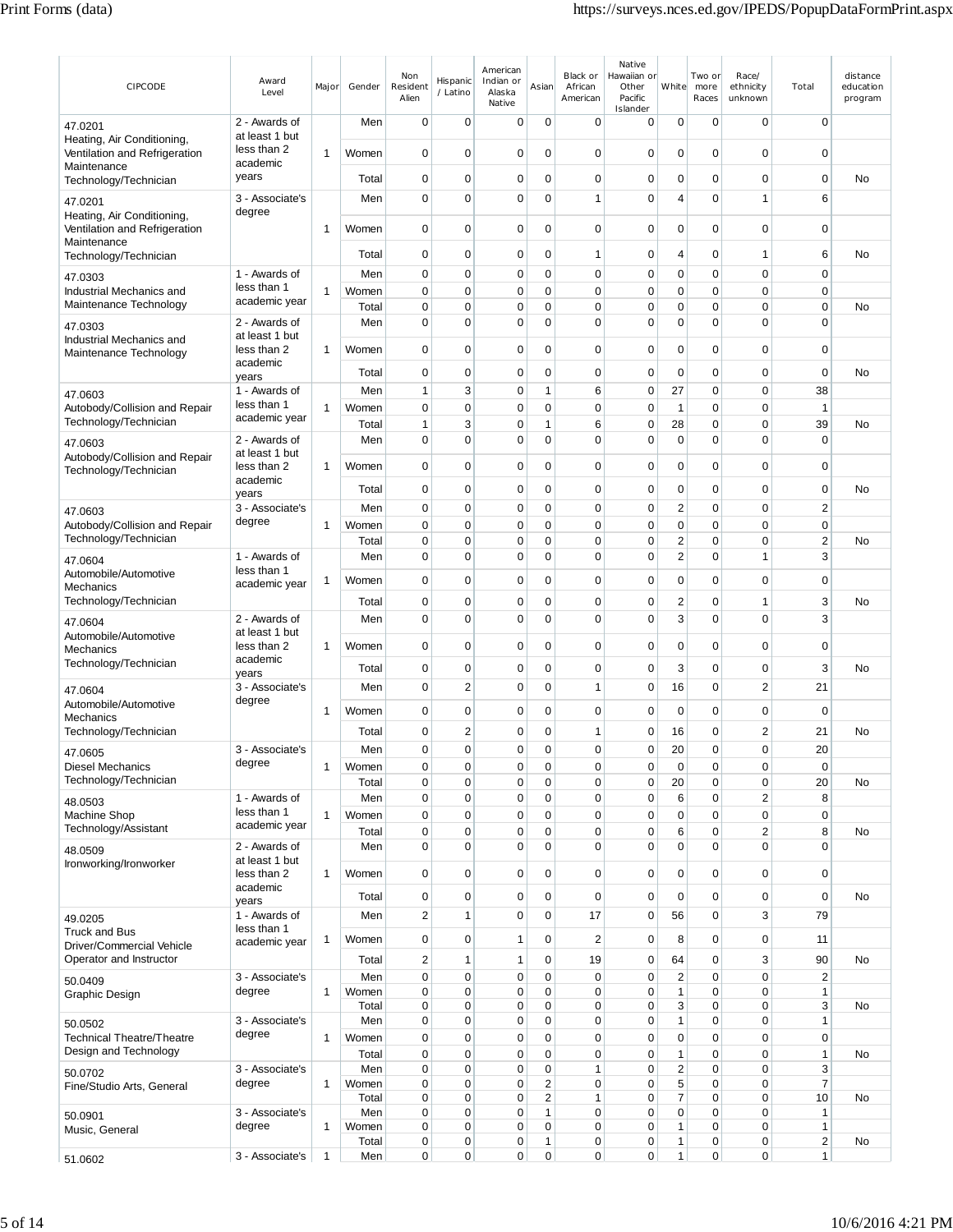| CIPCODE | Award Level | Major | Gender | Non Resident Alien | Hispanic / Latino | American Indian or Alaska Native | Asian | Black or African American | Native Hawaiian or Other Pacific Islander | White | Two or more Races | Race/ ethnicity unknown | Total | distance education program |
|---|---|---|---|---|---|---|---|---|---|---|---|---|---|---|
| 47.0201 Heating, Air Conditioning, Ventilation and Refrigeration Maintenance Technology/Technician | 2 - Awards of at least 1 but less than 2 academic years | 1 | Men | 0 | 0 | 0 | 0 | 0 | 0 | 0 | 0 | 0 | 0 | |
| | | | Women | 0 | 0 | 0 | 0 | 0 | 0 | 0 | 0 | 0 | 0 | |
| | | | Total | 0 | 0 | 0 | 0 | 0 | 0 | 0 | 0 | 0 | 0 | No |
| 47.0201 Heating, Air Conditioning, Ventilation and Refrigeration Maintenance Technology/Technician | 3 - Associate's degree | 1 | Men | 0 | 0 | 0 | 0 | 1 | 0 | 4 | 0 | 1 | 6 | |
| | | | Women | 0 | 0 | 0 | 0 | 0 | 0 | 0 | 0 | 0 | 0 | |
| | | | Total | 0 | 0 | 0 | 0 | 1 | 0 | 4 | 0 | 1 | 6 | No |
| 47.0303 Industrial Mechanics and Maintenance Technology | 1 - Awards of less than 1 academic year | 1 | Men | 0 | 0 | 0 | 0 | 0 | 0 | 0 | 0 | 0 | 0 | |
| | | | Women | 0 | 0 | 0 | 0 | 0 | 0 | 0 | 0 | 0 | 0 | |
| | | | Total | 0 | 0 | 0 | 0 | 0 | 0 | 0 | 0 | 0 | 0 | No |
| 47.0303 Industrial Mechanics and Maintenance Technology | 2 - Awards of at least 1 but less than 2 academic years | 1 | Men | 0 | 0 | 0 | 0 | 0 | 0 | 0 | 0 | 0 | 0 | |
| | | | Women | 0 | 0 | 0 | 0 | 0 | 0 | 0 | 0 | 0 | 0 | |
| | | | Total | 0 | 0 | 0 | 0 | 0 | 0 | 0 | 0 | 0 | 0 | No |
| 47.0603 Autobody/Collision and Repair Technology/Technician | 1 - Awards of less than 1 academic year | 1 | Men | 1 | 3 | 0 | 1 | 6 | 0 | 27 | 0 | 0 | 38 | |
| | | | Women | 0 | 0 | 0 | 0 | 0 | 0 | 1 | 0 | 0 | 1 | |
| | | | Total | 1 | 3 | 0 | 1 | 6 | 0 | 28 | 0 | 0 | 39 | No |
| 47.0603 Autobody/Collision and Repair Technology/Technician | 2 - Awards of at least 1 but less than 2 academic years | 1 | Men | 0 | 0 | 0 | 0 | 0 | 0 | 0 | 0 | 0 | 0 | |
| | | | Women | 0 | 0 | 0 | 0 | 0 | 0 | 0 | 0 | 0 | 0 | |
| | | | Total | 0 | 0 | 0 | 0 | 0 | 0 | 0 | 0 | 0 | 0 | No |
| 47.0603 Autobody/Collision and Repair Technology/Technician | 3 - Associate's degree | 1 | Men | 0 | 0 | 0 | 0 | 0 | 0 | 2 | 0 | 0 | 2 | |
| | | | Women | 0 | 0 | 0 | 0 | 0 | 0 | 0 | 0 | 0 | 0 | |
| | | | Total | 0 | 0 | 0 | 0 | 0 | 0 | 2 | 0 | 0 | 2 | No |
| 47.0604 Automobile/Automotive Mechanics Technology/Technician | 1 - Awards of less than 1 academic year | 1 | Men | 0 | 0 | 0 | 0 | 0 | 0 | 2 | 0 | 1 | 3 | |
| | | | Women | 0 | 0 | 0 | 0 | 0 | 0 | 0 | 0 | 0 | 0 | |
| | | | Total | 0 | 0 | 0 | 0 | 0 | 0 | 2 | 0 | 1 | 3 | No |
| 47.0604 Automobile/Automotive Mechanics Technology/Technician | 2 - Awards of at least 1 but less than 2 academic years | 1 | Men | 0 | 0 | 0 | 0 | 0 | 0 | 3 | 0 | 0 | 3 | |
| | | | Women | 0 | 0 | 0 | 0 | 0 | 0 | 0 | 0 | 0 | 0 | |
| | | | Total | 0 | 0 | 0 | 0 | 0 | 0 | 3 | 0 | 0 | 3 | No |
| 47.0604 Automobile/Automotive Mechanics Technology/Technician | 3 - Associate's degree | 1 | Men | 0 | 2 | 0 | 0 | 1 | 0 | 16 | 0 | 2 | 21 | |
| | | | Women | 0 | 0 | 0 | 0 | 0 | 0 | 0 | 0 | 0 | 0 | |
| | | | Total | 0 | 2 | 0 | 0 | 1 | 0 | 16 | 0 | 2 | 21 | No |
| 47.0605 Diesel Mechanics Technology/Technician | 3 - Associate's degree | 1 | Men | 0 | 0 | 0 | 0 | 0 | 0 | 20 | 0 | 0 | 20 | |
| | | | Women | 0 | 0 | 0 | 0 | 0 | 0 | 0 | 0 | 0 | 0 | |
| | | | Total | 0 | 0 | 0 | 0 | 0 | 0 | 20 | 0 | 0 | 20 | No |
| 48.0503 Machine Shop Technology/Assistant | 1 - Awards of less than 1 academic year | 1 | Men | 0 | 0 | 0 | 0 | 0 | 0 | 6 | 0 | 2 | 8 | |
| | | | Women | 0 | 0 | 0 | 0 | 0 | 0 | 0 | 0 | 0 | 0 | |
| | | | Total | 0 | 0 | 0 | 0 | 0 | 0 | 6 | 0 | 2 | 8 | No |
| 48.0509 Ironworking/Ironworker | 2 - Awards of at least 1 but less than 2 academic years | 1 | Men | 0 | 0 | 0 | 0 | 0 | 0 | 0 | 0 | 0 | 0 | |
| | | | Women | 0 | 0 | 0 | 0 | 0 | 0 | 0 | 0 | 0 | 0 | |
| | | | Total | 0 | 0 | 0 | 0 | 0 | 0 | 0 | 0 | 0 | 0 | No |
| 49.0205 Truck and Bus Driver/Commercial Vehicle Operator and Instructor | 1 - Awards of less than 1 academic year | 1 | Men | 2 | 1 | 0 | 0 | 17 | 0 | 56 | 0 | 3 | 79 | |
| | | | Women | 0 | 0 | 1 | 0 | 2 | 0 | 8 | 0 | 0 | 11 | |
| | | | Total | 2 | 1 | 1 | 0 | 19 | 0 | 64 | 0 | 3 | 90 | No |
| 50.0409 Graphic Design | 3 - Associate's degree | 1 | Men | 0 | 0 | 0 | 0 | 0 | 0 | 2 | 0 | 0 | 2 | |
| | | | Women | 0 | 0 | 0 | 0 | 0 | 0 | 1 | 0 | 0 | 1 | |
| | | | Total | 0 | 0 | 0 | 0 | 0 | 0 | 3 | 0 | 0 | 3 | No |
| 50.0502 Technical Theatre/Theatre Design and Technology | 3 - Associate's degree | 1 | Men | 0 | 0 | 0 | 0 | 0 | 0 | 1 | 0 | 0 | 1 | |
| | | | Women | 0 | 0 | 0 | 0 | 0 | 0 | 0 | 0 | 0 | 0 | |
| | | | Total | 0 | 0 | 0 | 0 | 0 | 0 | 1 | 0 | 0 | 1 | No |
| 50.0702 Fine/Studio Arts, General | 3 - Associate's degree | 1 | Men | 0 | 0 | 0 | 0 | 1 | 0 | 2 | 0 | 0 | 3 | |
| | | | Women | 0 | 0 | 0 | 2 | 0 | 0 | 5 | 0 | 0 | 7 | |
| | | | Total | 0 | 0 | 0 | 2 | 1 | 0 | 7 | 0 | 0 | 10 | No |
| 50.0901 Music, General | 3 - Associate's degree | 1 | Men | 0 | 0 | 0 | 1 | 0 | 0 | 0 | 0 | 0 | 1 | |
| | | | Women | 0 | 0 | 0 | 0 | 0 | 0 | 1 | 0 | 0 | 1 | |
| | | | Total | 0 | 0 | 0 | 1 | 0 | 0 | 1 | 0 | 0 | 2 | No |
| 51.0602 | 3 - Associate's | 1 | Men | 0 | 0 | 0 | 0 | 0 | 0 | 1 | 0 | 0 | 1 | |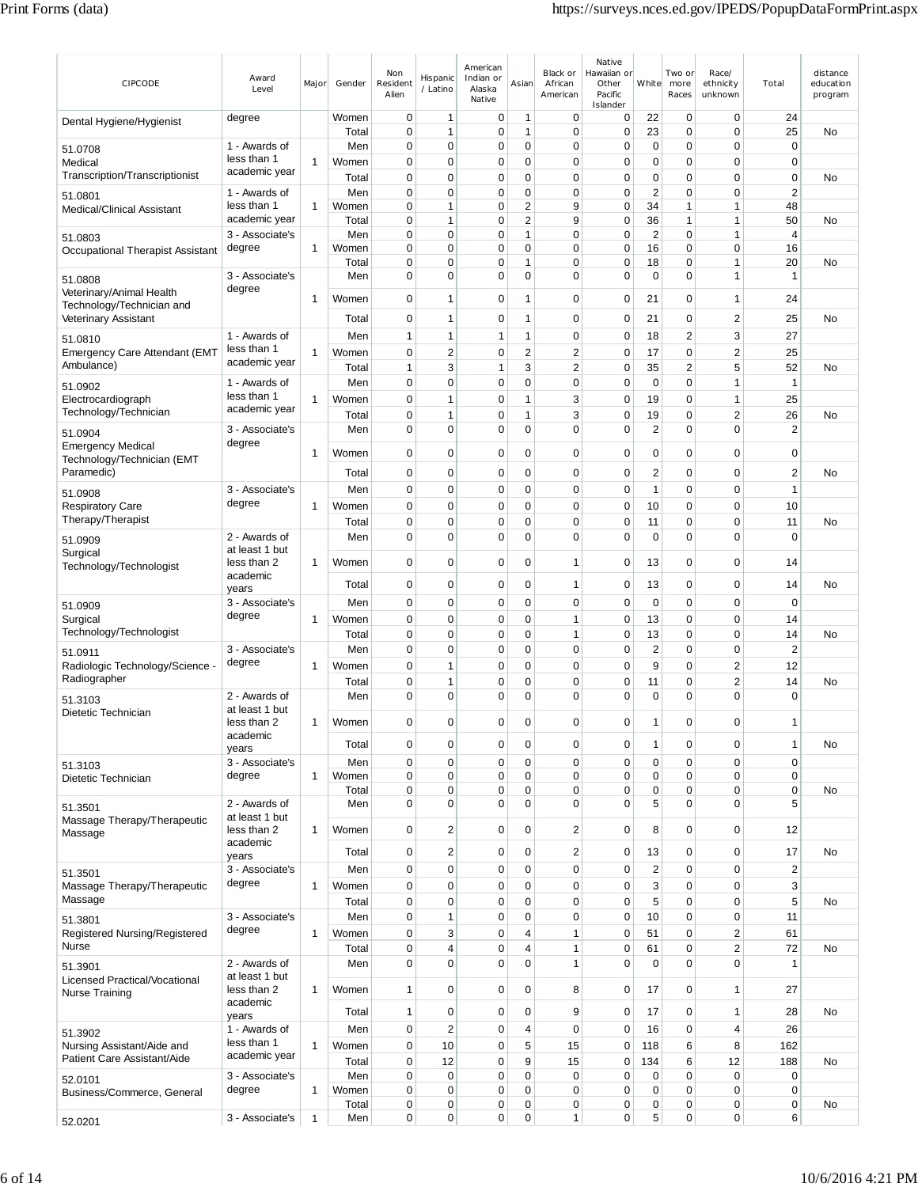| CIPCODE | Award Level | Major | Gender | Non Resident Alien | Hispanic / Latino | American Indian or Alaska Native | Asian | Black or African American | Native Hawaiian or Other Pacific Islander | White | Two or more Races | Race/ ethnicity unknown | Total | distance education program |
|---|---|---|---|---|---|---|---|---|---|---|---|---|---|---|
| Dental Hygiene/Hygienist | degree | | Women | 0 | 1 | 0 | 1 | 0 | 0 | 22 | 0 | 0 | 24 | |
| | | | Total | 0 | 1 | 0 | 1 | 0 | 0 | 23 | 0 | 0 | 25 | No |
| 51.0708 Medical Transcription/Transcriptionist | 1 - Awards of less than 1 academic year | 1 | Men | 0 | 0 | 0 | 0 | 0 | 0 | 0 | 0 | 0 | 0 | |
| | | | Women | 0 | 0 | 0 | 0 | 0 | 0 | 0 | 0 | 0 | 0 | |
| | | | Total | 0 | 0 | 0 | 0 | 0 | 0 | 0 | 0 | 0 | 0 | No |
| 51.0801 Medical/Clinical Assistant | 1 - Awards of less than 1 academic year | 1 | Men | 0 | 0 | 0 | 0 | 0 | 0 | 2 | 0 | 0 | 2 | |
| | | | Women | 0 | 1 | 0 | 2 | 9 | 0 | 34 | 1 | 1 | 48 | |
| | | | Total | 0 | 1 | 0 | 2 | 9 | 0 | 36 | 1 | 1 | 50 | No |
| 51.0803 Occupational Therapist Assistant | 3 - Associate's degree | 1 | Men | 0 | 0 | 0 | 1 | 0 | 0 | 2 | 0 | 1 | 4 | |
| | | | Women | 0 | 0 | 0 | 0 | 0 | 0 | 16 | 0 | 0 | 16 | |
| | | | Total | 0 | 0 | 0 | 1 | 0 | 0 | 18 | 0 | 1 | 20 | No |
| 51.0808 Veterinary/Animal Health Technology/Technician and Veterinary Assistant | 3 - Associate's degree | 1 | Men | 0 | 0 | 0 | 0 | 0 | 0 | 0 | 0 | 1 | 1 | |
| | | | Women | 0 | 1 | 0 | 1 | 0 | 0 | 21 | 0 | 1 | 24 | |
| | | | Total | 0 | 1 | 0 | 1 | 0 | 0 | 21 | 0 | 2 | 25 | No |
| 51.0810 Emergency Care Attendant (EMT Ambulance) | 1 - Awards of less than 1 academic year | 1 | Men | 1 | 1 | 1 | 1 | 0 | 0 | 18 | 2 | 3 | 27 | |
| | | | Women | 0 | 2 | 0 | 2 | 2 | 0 | 17 | 0 | 2 | 25 | |
| | | | Total | 1 | 3 | 1 | 3 | 2 | 0 | 35 | 2 | 5 | 52 | No |
| 51.0902 Electrocardiograph Technology/Technician | 1 - Awards of less than 1 academic year | 1 | Men | 0 | 0 | 0 | 0 | 0 | 0 | 0 | 0 | 1 | 1 | |
| | | | Women | 0 | 1 | 0 | 1 | 3 | 0 | 19 | 0 | 1 | 25 | |
| | | | Total | 0 | 1 | 0 | 1 | 3 | 0 | 19 | 0 | 2 | 26 | No |
| 51.0904 Emergency Medical Technology/Technician (EMT Paramedic) | 3 - Associate's degree | 1 | Men | 0 | 0 | 0 | 0 | 0 | 0 | 2 | 0 | 0 | 2 | |
| | | | Women | 0 | 0 | 0 | 0 | 0 | 0 | 0 | 0 | 0 | 0 | |
| | | | Total | 0 | 0 | 0 | 0 | 0 | 0 | 2 | 0 | 0 | 2 | No |
| 51.0908 Respiratory Care Therapy/Therapist | 3 - Associate's degree | 1 | Men | 0 | 0 | 0 | 0 | 0 | 0 | 1 | 0 | 0 | 1 | |
| | | | Women | 0 | 0 | 0 | 0 | 0 | 0 | 10 | 0 | 0 | 10 | |
| | | | Total | 0 | 0 | 0 | 0 | 0 | 0 | 11 | 0 | 0 | 11 | No |
| 51.0909 Surgical Technology/Technologist | 2 - Awards of at least 1 but less than 2 academic years | 1 | Men | 0 | 0 | 0 | 0 | 0 | 0 | 0 | 0 | 0 | 0 | |
| | | | Women | 0 | 0 | 0 | 0 | 1 | 0 | 13 | 0 | 0 | 14 | |
| | | | Total | 0 | 0 | 0 | 0 | 1 | 0 | 13 | 0 | 0 | 14 | No |
| 51.0909 Surgical Technology/Technologist | 3 - Associate's degree | 1 | Men | 0 | 0 | 0 | 0 | 0 | 0 | 0 | 0 | 0 | 0 | |
| | | | Women | 0 | 0 | 0 | 0 | 1 | 0 | 13 | 0 | 0 | 14 | |
| | | | Total | 0 | 0 | 0 | 0 | 1 | 0 | 13 | 0 | 0 | 14 | No |
| 51.0911 Radiologic Technology/Science - Radiographer | 3 - Associate's degree | 1 | Men | 0 | 0 | 0 | 0 | 0 | 0 | 2 | 0 | 0 | 2 | |
| | | | Women | 0 | 1 | 0 | 0 | 0 | 0 | 9 | 0 | 2 | 12 | |
| | | | Total | 0 | 1 | 0 | 0 | 0 | 0 | 11 | 0 | 2 | 14 | No |
| 51.3103 Dietetic Technician | 2 - Awards of at least 1 but less than 2 academic years | 1 | Men | 0 | 0 | 0 | 0 | 0 | 0 | 0 | 0 | 0 | 0 | |
| | | | Women | 0 | 0 | 0 | 0 | 0 | 0 | 1 | 0 | 0 | 1 | |
| | | | Total | 0 | 0 | 0 | 0 | 0 | 0 | 1 | 0 | 0 | 1 | No |
| 51.3103 Dietetic Technician | 3 - Associate's degree | 1 | Men | 0 | 0 | 0 | 0 | 0 | 0 | 0 | 0 | 0 | 0 | |
| | | | Women | 0 | 0 | 0 | 0 | 0 | 0 | 0 | 0 | 0 | 0 | |
| | | | Total | 0 | 0 | 0 | 0 | 0 | 0 | 0 | 0 | 0 | 0 | No |
| 51.3501 Massage Therapy/Therapeutic Massage | 2 - Awards of at least 1 but less than 2 academic years | 1 | Men | 0 | 0 | 0 | 0 | 0 | 0 | 5 | 0 | 0 | 5 | |
| | | | Women | 0 | 2 | 0 | 0 | 2 | 0 | 8 | 0 | 0 | 12 | |
| | | | Total | 0 | 2 | 0 | 0 | 2 | 0 | 13 | 0 | 0 | 17 | No |
| 51.3501 Massage Therapy/Therapeutic Massage | 3 - Associate's degree | 1 | Men | 0 | 0 | 0 | 0 | 0 | 0 | 2 | 0 | 0 | 2 | |
| | | | Women | 0 | 0 | 0 | 0 | 0 | 0 | 3 | 0 | 0 | 3 | |
| | | | Total | 0 | 0 | 0 | 0 | 0 | 0 | 5 | 0 | 0 | 5 | No |
| 51.3801 Registered Nursing/Registered Nurse | 3 - Associate's degree | 1 | Men | 0 | 1 | 0 | 0 | 0 | 0 | 10 | 0 | 0 | 11 | |
| | | | Women | 0 | 3 | 0 | 4 | 1 | 0 | 51 | 0 | 2 | 61 | |
| | | | Total | 0 | 4 | 0 | 4 | 1 | 0 | 61 | 0 | 2 | 72 | No |
| 51.3901 Licensed Practical/Vocational Nurse Training | 2 - Awards of at least 1 but less than 2 academic years | 1 | Men | 0 | 0 | 0 | 0 | 1 | 0 | 0 | 0 | 0 | 1 | |
| | | | Women | 1 | 0 | 0 | 0 | 8 | 0 | 17 | 0 | 1 | 27 | |
| | | | Total | 1 | 0 | 0 | 0 | 9 | 0 | 17 | 0 | 1 | 28 | No |
| 51.3902 Nursing Assistant/Aide and Patient Care Assistant/Aide | 1 - Awards of less than 1 academic year | 1 | Men | 0 | 2 | 0 | 4 | 0 | 0 | 16 | 0 | 4 | 26 | |
| | | | Women | 0 | 10 | 0 | 5 | 15 | 0 | 118 | 6 | 8 | 162 | |
| | | | Total | 0 | 12 | 0 | 9 | 15 | 0 | 134 | 6 | 12 | 188 | No |
| 52.0101 Business/Commerce, General | 3 - Associate's degree | 1 | Men | 0 | 0 | 0 | 0 | 0 | 0 | 0 | 0 | 0 | 0 | |
| | | | Women | 0 | 0 | 0 | 0 | 0 | 0 | 0 | 0 | 0 | 0 | |
| | | | Total | 0 | 0 | 0 | 0 | 0 | 0 | 0 | 0 | 0 | 0 | No |
| 52.0201 | 3 - Associate's | 1 | Men | 0 | 0 | 0 | 0 | 1 | 0 | 5 | 0 | 0 | 6 | |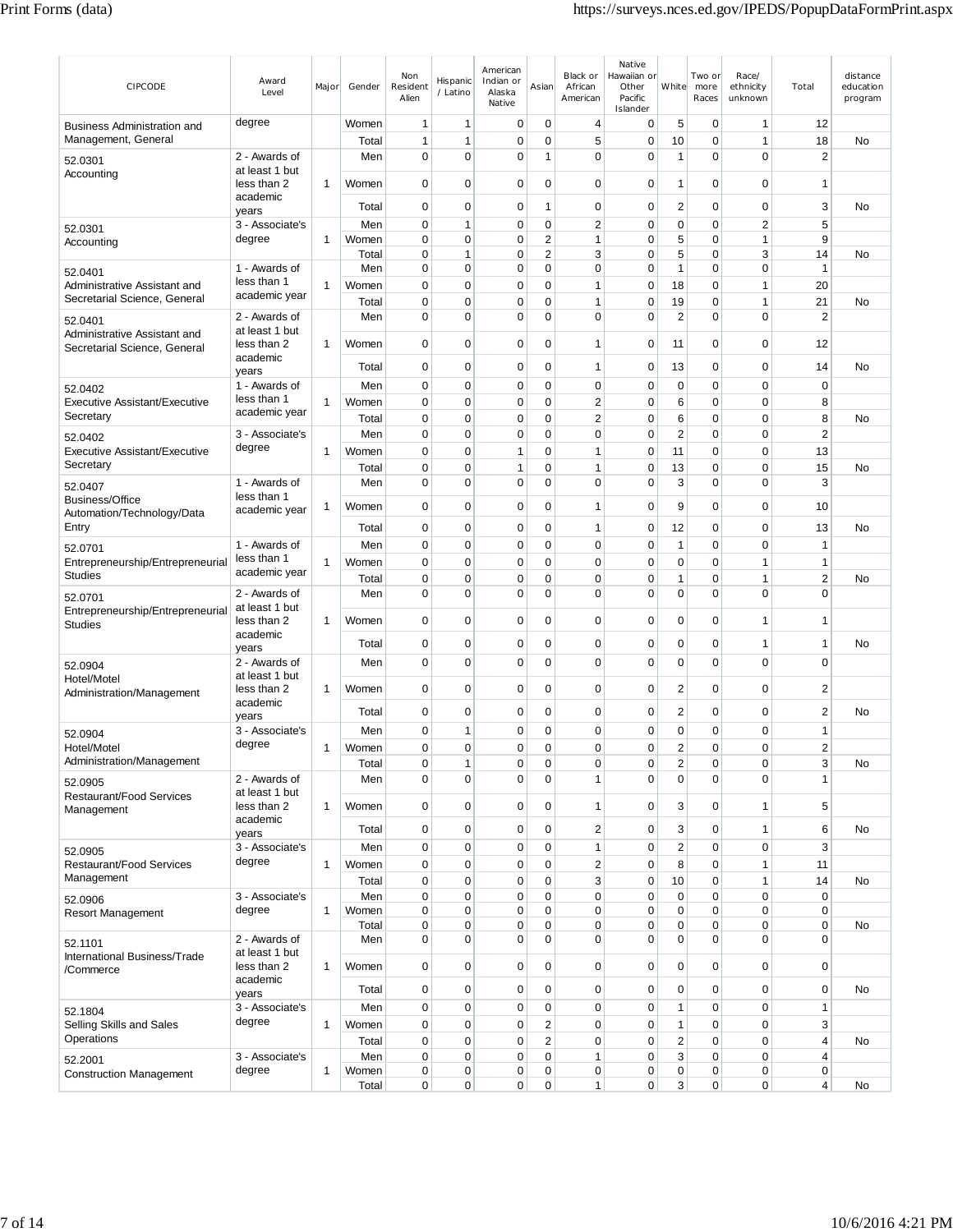| CIPCODE | Award Level | Major | Gender | Non Resident Alien | Hispanic / Latino | American Indian or Alaska Native | Asian | Black or African American | Native Hawaiian or Other Pacific Islander | White | Two or more Races | Race/ ethnicity unknown | Total | distance education program |
|---|---|---|---|---|---|---|---|---|---|---|---|---|---|---|
| Business Administration and Management, General | degree | | Women | 1 | 1 | 0 | 0 | 4 | 0 | 5 | 0 | 1 | 12 | |
| | | | Total | 1 | 1 | 0 | 0 | 5 | 0 | 10 | 0 | 1 | 18 | No |
| 52.0301 Accounting | 2 - Awards of at least 1 but less than 2 academic years | 1 | Men | 0 | 0 | 0 | 1 | 0 | 0 | 1 | 0 | 0 | 2 | |
| | | | Women | 0 | 0 | 0 | 0 | 0 | 0 | 1 | 0 | 0 | 1 | |
| | | | Total | 0 | 0 | 0 | 1 | 0 | 0 | 2 | 0 | 0 | 3 | No |
| 52.0301 Accounting | 3 - Associate's degree | 1 | Men | 0 | 1 | 0 | 0 | 2 | 0 | 0 | 0 | 2 | 5 | |
| | | | Women | 0 | 0 | 0 | 2 | 1 | 0 | 5 | 0 | 1 | 9 | |
| | | | Total | 0 | 1 | 0 | 2 | 3 | 0 | 5 | 0 | 3 | 14 | No |
| 52.0401 Administrative Assistant and Secretarial Science, General | 1 - Awards of less than 1 academic year | 1 | Men | 0 | 0 | 0 | 0 | 0 | 0 | 1 | 0 | 0 | 1 | |
| | | | Women | 0 | 0 | 0 | 0 | 1 | 0 | 18 | 0 | 1 | 20 | |
| | | | Total | 0 | 0 | 0 | 0 | 1 | 0 | 19 | 0 | 1 | 21 | No |
| 52.0401 Administrative Assistant and Secretarial Science, General | 2 - Awards of at least 1 but less than 2 academic years | 1 | Men | 0 | 0 | 0 | 0 | 0 | 0 | 2 | 0 | 0 | 2 | |
| | | | Women | 0 | 0 | 0 | 0 | 1 | 0 | 11 | 0 | 0 | 12 | |
| | | | Total | 0 | 0 | 0 | 0 | 1 | 0 | 13 | 0 | 0 | 14 | No |
| 52.0402 Executive Assistant/Executive Secretary | 1 - Awards of less than 1 academic year | 1 | Men | 0 | 0 | 0 | 0 | 0 | 0 | 0 | 0 | 0 | 0 | |
| | | | Women | 0 | 0 | 0 | 0 | 2 | 0 | 6 | 0 | 0 | 8 | |
| | | | Total | 0 | 0 | 0 | 0 | 2 | 0 | 6 | 0 | 0 | 8 | No |
| 52.0402 Executive Assistant/Executive Secretary | 3 - Associate's degree | 1 | Men | 0 | 0 | 0 | 0 | 0 | 0 | 2 | 0 | 0 | 2 | |
| | | | Women | 0 | 0 | 1 | 0 | 1 | 0 | 11 | 0 | 0 | 13 | |
| | | | Total | 0 | 0 | 1 | 0 | 1 | 0 | 13 | 0 | 0 | 15 | No |
| 52.0407 Business/Office Automation/Technology/Data Entry | 1 - Awards of less than 1 academic year | 1 | Men | 0 | 0 | 0 | 0 | 0 | 0 | 3 | 0 | 0 | 3 | |
| | | | Women | 0 | 0 | 0 | 0 | 1 | 0 | 9 | 0 | 0 | 10 | |
| | | | Total | 0 | 0 | 0 | 0 | 1 | 0 | 12 | 0 | 0 | 13 | No |
| 52.0701 Entrepreneurship/Entrepreneurial Studies | 1 - Awards of less than 1 academic year | 1 | Men | 0 | 0 | 0 | 0 | 0 | 0 | 1 | 0 | 0 | 1 | |
| | | | Women | 0 | 0 | 0 | 0 | 0 | 0 | 0 | 0 | 1 | 1 | |
| | | | Total | 0 | 0 | 0 | 0 | 0 | 0 | 1 | 0 | 1 | 2 | No |
| 52.0701 Entrepreneurship/Entrepreneurial Studies | 2 - Awards of at least 1 but less than 2 academic years | 1 | Men | 0 | 0 | 0 | 0 | 0 | 0 | 0 | 0 | 0 | 0 | |
| | | | Women | 0 | 0 | 0 | 0 | 0 | 0 | 0 | 0 | 1 | 1 | |
| | | | Total | 0 | 0 | 0 | 0 | 0 | 0 | 0 | 0 | 1 | 1 | No |
| 52.0904 Hotel/Motel Administration/Management | 2 - Awards of at least 1 but less than 2 academic years | 1 | Men | 0 | 0 | 0 | 0 | 0 | 0 | 0 | 0 | 0 | 0 | |
| | | | Women | 0 | 0 | 0 | 0 | 0 | 0 | 2 | 0 | 0 | 2 | |
| | | | Total | 0 | 0 | 0 | 0 | 0 | 0 | 2 | 0 | 0 | 2 | No |
| 52.0904 Hotel/Motel Administration/Management | 3 - Associate's degree | 1 | Men | 0 | 1 | 0 | 0 | 0 | 0 | 0 | 0 | 0 | 1 | |
| | | | Women | 0 | 0 | 0 | 0 | 0 | 0 | 2 | 0 | 0 | 2 | |
| | | | Total | 0 | 1 | 0 | 0 | 0 | 0 | 2 | 0 | 0 | 3 | No |
| 52.0905 Restaurant/Food Services Management | 2 - Awards of at least 1 but less than 2 academic years | 1 | Men | 0 | 0 | 0 | 0 | 1 | 0 | 0 | 0 | 0 | 1 | |
| | | | Women | 0 | 0 | 0 | 0 | 1 | 0 | 3 | 0 | 1 | 5 | |
| | | | Total | 0 | 0 | 0 | 0 | 2 | 0 | 3 | 0 | 1 | 6 | No |
| 52.0905 Restaurant/Food Services Management | 3 - Associate's degree | 1 | Men | 0 | 0 | 0 | 0 | 1 | 0 | 2 | 0 | 0 | 3 | |
| | | | Women | 0 | 0 | 0 | 0 | 2 | 0 | 8 | 0 | 1 | 11 | |
| | | | Total | 0 | 0 | 0 | 0 | 3 | 0 | 10 | 0 | 1 | 14 | No |
| 52.0906 Resort Management | 3 - Associate's degree | 1 | Men | 0 | 0 | 0 | 0 | 0 | 0 | 0 | 0 | 0 | 0 | |
| | | | Women | 0 | 0 | 0 | 0 | 0 | 0 | 0 | 0 | 0 | 0 | |
| | | | Total | 0 | 0 | 0 | 0 | 0 | 0 | 0 | 0 | 0 | 0 | No |
| 52.1101 International Business/Trade /Commerce | 2 - Awards of at least 1 but less than 2 academic years | 1 | Men | 0 | 0 | 0 | 0 | 0 | 0 | 0 | 0 | 0 | 0 | |
| | | | Women | 0 | 0 | 0 | 0 | 0 | 0 | 0 | 0 | 0 | 0 | |
| | | | Total | 0 | 0 | 0 | 0 | 0 | 0 | 0 | 0 | 0 | 0 | No |
| 52.1804 Selling Skills and Sales Operations | 3 - Associate's degree | 1 | Men | 0 | 0 | 0 | 0 | 0 | 0 | 1 | 0 | 0 | 1 | |
| | | | Women | 0 | 0 | 0 | 2 | 0 | 0 | 1 | 0 | 0 | 3 | |
| | | | Total | 0 | 0 | 0 | 2 | 0 | 0 | 2 | 0 | 0 | 4 | No |
| 52.2001 Construction Management | 3 - Associate's degree | 1 | Men | 0 | 0 | 0 | 0 | 1 | 0 | 3 | 0 | 0 | 4 | |
| | | | Women | 0 | 0 | 0 | 0 | 0 | 0 | 0 | 0 | 0 | 0 | |
| | | | Total | 0 | 0 | 0 | 0 | 1 | 0 | 3 | 0 | 0 | 4 | No |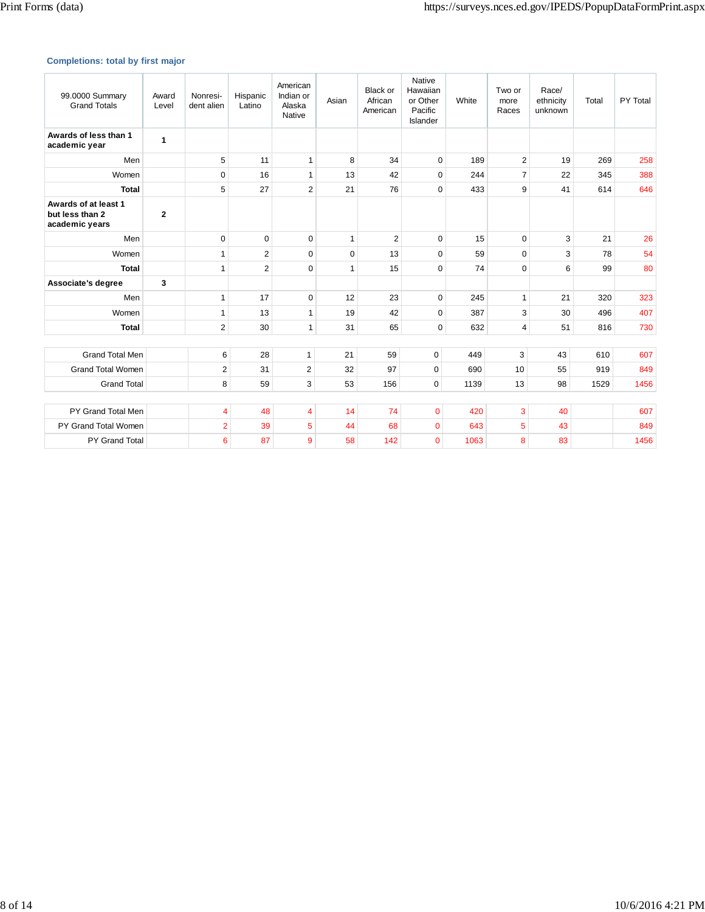### Completions: total by first major

| 99.0000 Summary Grand Totals | Award Level | Nonresident alien | Hispanic Latino | American Indian or Alaska Native | Asian | Black or African American | Native Hawaiian or Other Pacific Islander | White | Two or more Races | Race/ ethnicity unknown | Total | PY Total |
|---|---|---|---|---|---|---|---|---|---|---|---|---|
| **Awards of less than 1 academic year** | **1** | | | | | | | | | | | |
| Men | | 5 | 11 | 1 | 8 | 34 | 0 | 189 | 2 | 19 | 269 | 258 |
| Women | | 0 | 16 | 1 | 13 | 42 | 0 | 244 | 7 | 22 | 345 | 388 |
| **Total** | | 5 | 27 | 2 | 21 | 76 | 0 | 433 | 9 | 41 | 614 | 646 |
| **Awards of at least 1 but less than 2 academic years** | **2** | | | | | | | | | | | |
| Men | | 0 | 0 | 0 | 1 | 2 | 0 | 15 | 0 | 3 | 21 | 26 |
| Women | | 1 | 2 | 0 | 0 | 13 | 0 | 59 | 0 | 3 | 78 | 54 |
| **Total** | | 1 | 2 | 0 | 1 | 15 | 0 | 74 | 0 | 6 | 99 | 80 |
| **Associate's degree** | **3** | | | | | | | | | | | |
| Men | | 1 | 17 | 0 | 12 | 23 | 0 | 245 | 1 | 21 | 320 | 323 |
| Women | | 1 | 13 | 1 | 19 | 42 | 0 | 387 | 3 | 30 | 496 | 407 |
| **Total** | | 2 | 30 | 1 | 31 | 65 | 0 | 632 | 4 | 51 | 816 | 730 |
| Grand Total Men | | 6 | 28 | 1 | 21 | 59 | 0 | 449 | 3 | 43 | 610 | 607 |
| Grand Total Women | | 2 | 31 | 2 | 32 | 97 | 0 | 690 | 10 | 55 | 919 | 849 |
| Grand Total | | 8 | 59 | 3 | 53 | 156 | 0 | 1139 | 13 | 98 | 1529 | 1456 |
| PY Grand Total Men | | 4 | 48 | 4 | 14 | 74 | 0 | 420 | 3 | 40 | | 607 |
| PY Grand Total Women | | 2 | 39 | 5 | 44 | 68 | 0 | 643 | 5 | 43 | | 849 |
| PY Grand Total | | 6 | 87 | 9 | 58 | 142 | 0 | 1063 | 8 | 83 | | 1456 |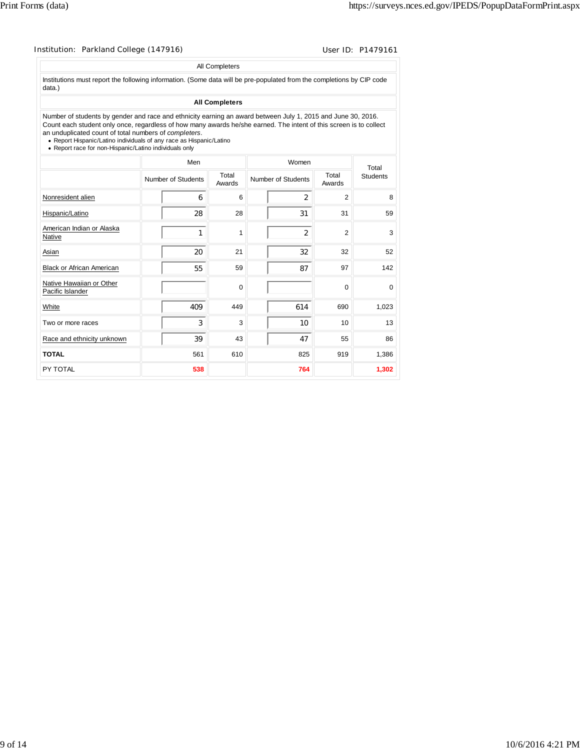Institution: Parkland College (147916) User ID: P1479161

All Completers

Institutions must report the following information. (Some data will be pre-populated from the completions by CIP code data.)

**All Completers**

Number of students by gender and race and ethnicity earning an award between July 1, 2015 and June 30, 2016. Count each student only once, regardless of how many awards he/she earned. The intent of this screen is to collect an unduplicated count of total numbers of *completers*.

- Report Hispanic/Latino individuals of any race as Hispanic/Latino
- Report race for non-Hispanic/Latino individuals only

| | Men | | Women | | Total Students |
|---|---|---|---|---|---|
| | Number of Students | Total Awards | Number of Students | Total Awards | |
| Nonresident alien | 6 | 6 | 2 | 2 | 8 |
| Hispanic/Latino | 28 | 28 | 31 | 31 | 59 |
| American Indian or Alaska Native | 1 | 1 | 2 | 2 | 3 |
| Asian | 20 | 21 | 32 | 32 | 52 |
| Black or African American | 55 | 59 | 87 | 97 | 142 |
| Native Hawaiian or Other Pacific Islander | | 0 | | 0 | 0 |
| White | 409 | 449 | 614 | 690 | 1,023 |
| Two or more races | 3 | 3 | 10 | 10 | 13 |
| Race and ethnicity unknown | 39 | 43 | 47 | 55 | 86 |
| **TOTAL** | 561 | 610 | 825 | 919 | 1,386 |
| PY TOTAL | **538** | | **764** | | **1,302** |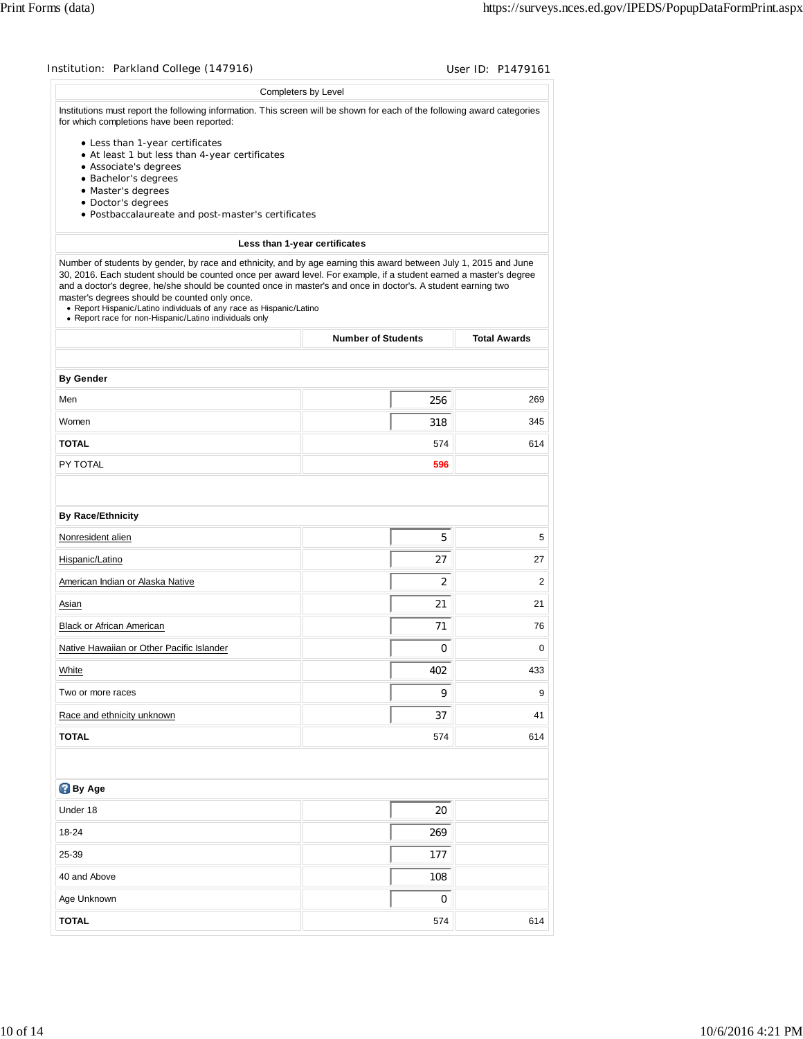Institution: Parkland College (147916) User ID: P1479161

## Completers by Level

Institutions must report the following information. This screen will be shown for each of the following award categories for which completions have been reported:

- Less than 1-year certificates
- At least 1 but less than 4-year certificates
- Associate's degrees
- Bachelor's degrees
- Master's degrees
- Doctor's degrees
- Postbaccalaureate and post-master's certificates

### Less than 1-year certificates

Number of students by gender, by race and ethnicity, and by age earning this award between July 1, 2015 and June 30, 2016. Each student should be counted once per award level. For example, if a student earned a master's degree and a doctor's degree, he/she should be counted once in master's and once in doctor's. A student earning two master's degrees should be counted only once.

- Report Hispanic/Latino individuals of any race as Hispanic/Latino
- Report race for non-Hispanic/Latino individuals only

| | Number of Students | Total Awards |
|---|---|---|
| **By Gender** | | |
| Men | 256 | 269 |
| Women | 318 | 345 |
| **TOTAL** | 574 | 614 |
| PY TOTAL | 596 | |
| **By Race/Ethnicity** | | |
| Nonresident alien | 5 | 5 |
| Hispanic/Latino | 27 | 27 |
| American Indian or Alaska Native | 2 | 2 |
| Asian | 21 | 21 |
| Black or African American | 71 | 76 |
| Native Hawaiian or Other Pacific Islander | 0 | 0 |
| White | 402 | 433 |
| Two or more races | 9 | 9 |
| Race and ethnicity unknown | 37 | 41 |
| **TOTAL** | 574 | 614 |
| **By Age** | | |
| Under 18 | 20 | |
| 18-24 | 269 | |
| 25-39 | 177 | |
| 40 and Above | 108 | |
| Age Unknown | 0 | |
| **TOTAL** | 574 | 614 |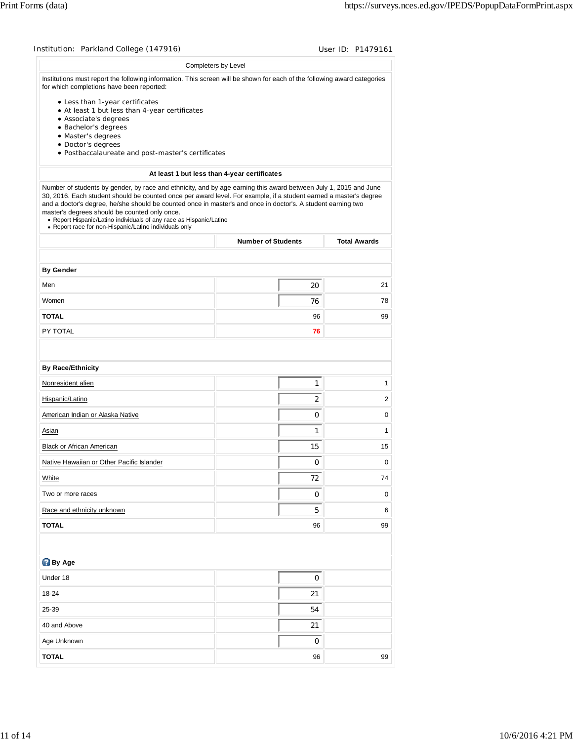Institution: Parkland College (147916) User ID: P1479161

## Completers by Level

Institutions must report the following information. This screen will be shown for each of the following award categories for which completions have been reported:

- Less than 1-year certificates
- At least 1 but less than 4-year certificates
- Associate's degrees
- Bachelor's degrees
- Master's degrees
- Doctor's degrees
- Postbaccalaureate and post-master's certificates

### At least 1 but less than 4-year certificates

Number of students by gender, by race and ethnicity, and by age earning this award between July 1, 2015 and June 30, 2016. Each student should be counted once per award level. For example, if a student earned a master's degree and a doctor's degree, he/she should be counted once in master's and once in doctor's. A student earning two master's degrees should be counted only once.

- Report Hispanic/Latino individuals of any race as Hispanic/Latino
- Report race for non-Hispanic/Latino individuals only

| | Number of Students | Total Awards |
|---|---|---|
| **By Gender** | | |
| Men | 20 | 21 |
| Women | 76 | 78 |
| **TOTAL** | 96 | 99 |
| PY TOTAL | 76 | |
| **By Race/Ethnicity** | | |
| Nonresident alien | 1 | 1 |
| Hispanic/Latino | 2 | 2 |
| American Indian or Alaska Native | 0 | 0 |
| Asian | 1 | 1 |
| Black or African American | 15 | 15 |
| Native Hawaiian or Other Pacific Islander | 0 | 0 |
| White | 72 | 74 |
| Two or more races | 0 | 0 |
| Race and ethnicity unknown | 5 | 6 |
| **TOTAL** | 96 | 99 |
| **By Age** | | |
| Under 18 | 0 | |
| 18-24 | 21 | |
| 25-39 | 54 | |
| 40 and Above | 21 | |
| Age Unknown | 0 | |
| **TOTAL** | 96 | 99 |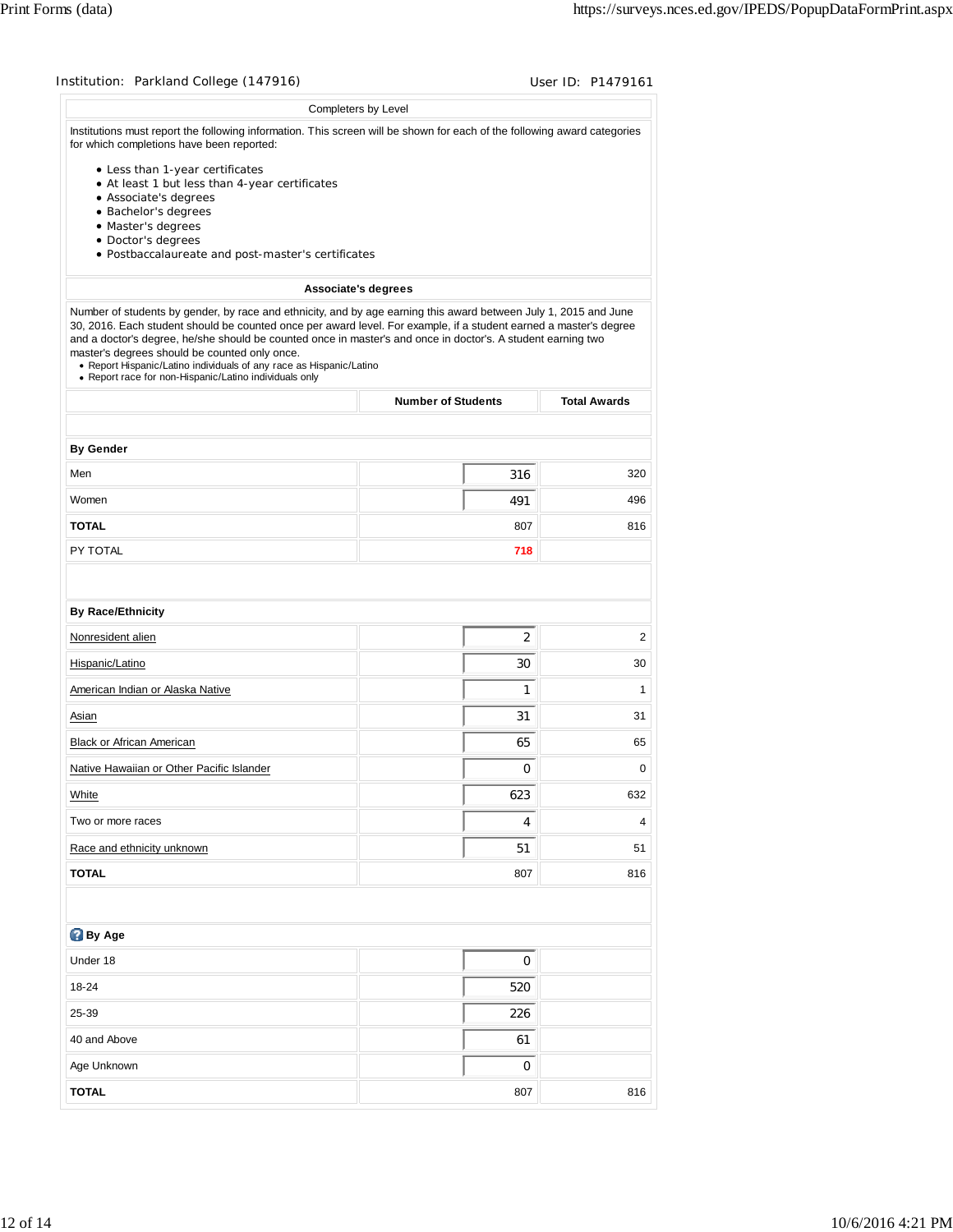Institution: Parkland College (147916) User ID: P1479161

## Completers by Level

Institutions must report the following information. This screen will be shown for each of the following award categories for which completions have been reported:

- Less than 1-year certificates
- At least 1 but less than 4-year certificates
- Associate's degrees
- Bachelor's degrees
- Master's degrees
- Doctor's degrees
- Postbaccalaureate and post-master's certificates

### Associate's degrees

Number of students by gender, by race and ethnicity, and by age earning this award between July 1, 2015 and June 30, 2016. Each student should be counted once per award level. For example, if a student earned a master's degree and a doctor's degree, he/she should be counted once in master's and once in doctor's. A student earning two master's degrees should be counted only once.

- Report Hispanic/Latino individuals of any race as Hispanic/Latino
- Report race for non-Hispanic/Latino individuals only

| | Number of Students | Total Awards |
|---|---|---|
| **By Gender** | | |
| Men | 316 | 320 |
| Women | 491 | 496 |
| **TOTAL** | 807 | 816 |
| PY TOTAL | 718 | |
| **By Race/Ethnicity** | | |
| Nonresident alien | 2 | 2 |
| Hispanic/Latino | 30 | 30 |
| American Indian or Alaska Native | 1 | 1 |
| Asian | 31 | 31 |
| Black or African American | 65 | 65 |
| Native Hawaiian or Other Pacific Islander | 0 | 0 |
| White | 623 | 632 |
| Two or more races | 4 | 4 |
| Race and ethnicity unknown | 51 | 51 |
| **TOTAL** | 807 | 816 |
| **By Age** | | |
| Under 18 | 0 | |
| 18-24 | 520 | |
| 25-39 | 226 | |
| 40 and Above | 61 | |
| Age Unknown | 0 | |
| **TOTAL** | 807 | 816 |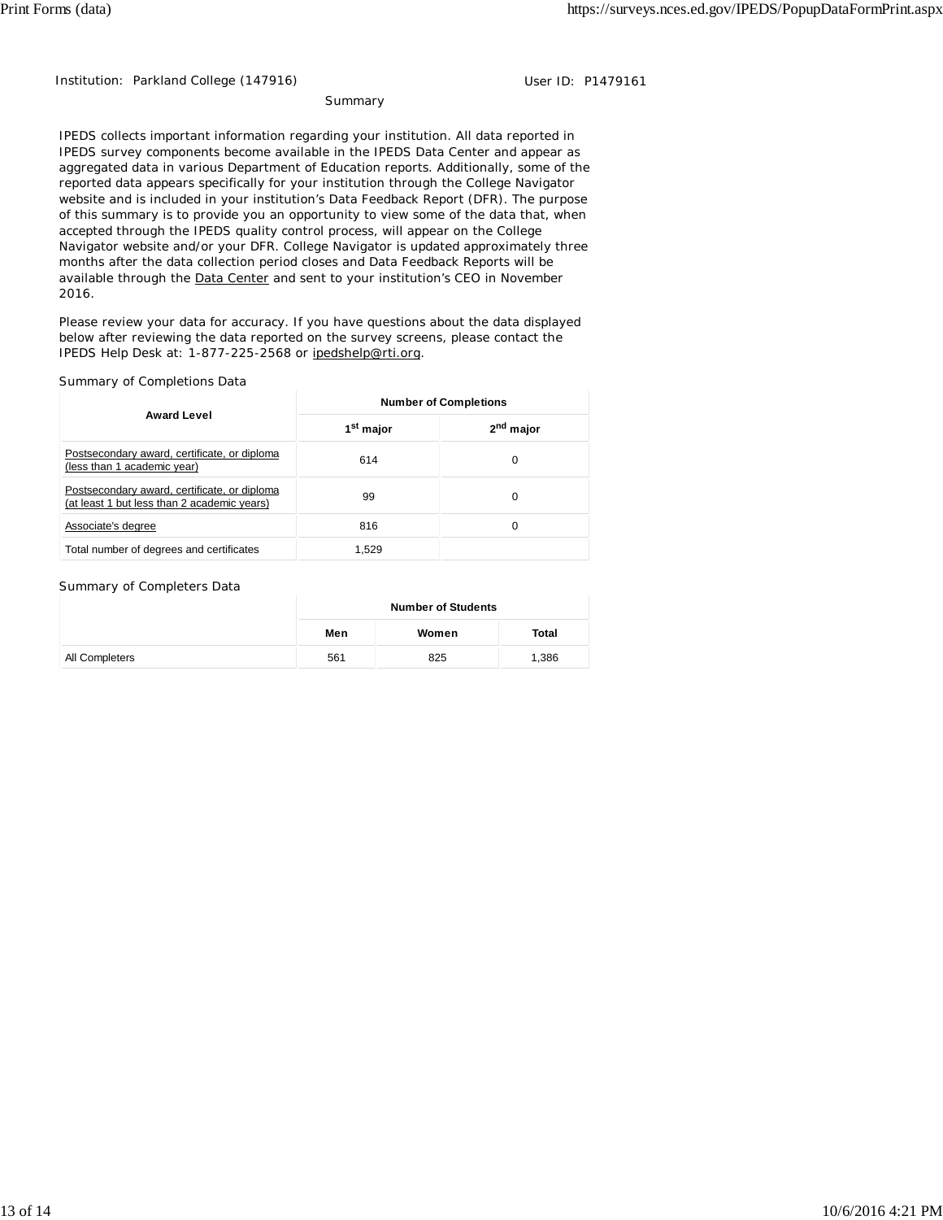Institution: Parkland College (147916)

User ID: P1479161

## Summary

IPEDS collects important information regarding your institution. All data reported in IPEDS survey components become available in the IPEDS Data Center and appear as aggregated data in various Department of Education reports. Additionally, some of the reported data appears specifically for your institution through the College Navigator website and is included in your institution's Data Feedback Report (DFR). The purpose of this summary is to provide you an opportunity to view some of the data that, when accepted through the IPEDS quality control process, will appear on the College Navigator website and/or your DFR. College Navigator is updated approximately three months after the data collection period closes and Data Feedback Reports will be available through the Data Center and sent to your institution's CEO in November 2016.

Please review your data for accuracy. If you have questions about the data displayed below after reviewing the data reported on the survey screens, please contact the IPEDS Help Desk at: 1-877-225-2568 or ipedshelp@rti.org.

### Summary of Completions Data

| Award Level | Number of Completions | |
|---|---|---|
| | 1st major | 2nd major |
| Postsecondary award, certificate, or diploma (less than 1 academic year) | 614 | 0 |
| Postsecondary award, certificate, or diploma (at least 1 but less than 2 academic years) | 99 | 0 |
| Associate's degree | 816 | 0 |
| Total number of degrees and certificates | 1,529 | |

### Summary of Completers Data

| | Number of Students | | |
|---|---|---|---|
| | Men | Women | Total |
| All Completers | 561 | 825 | 1,386 |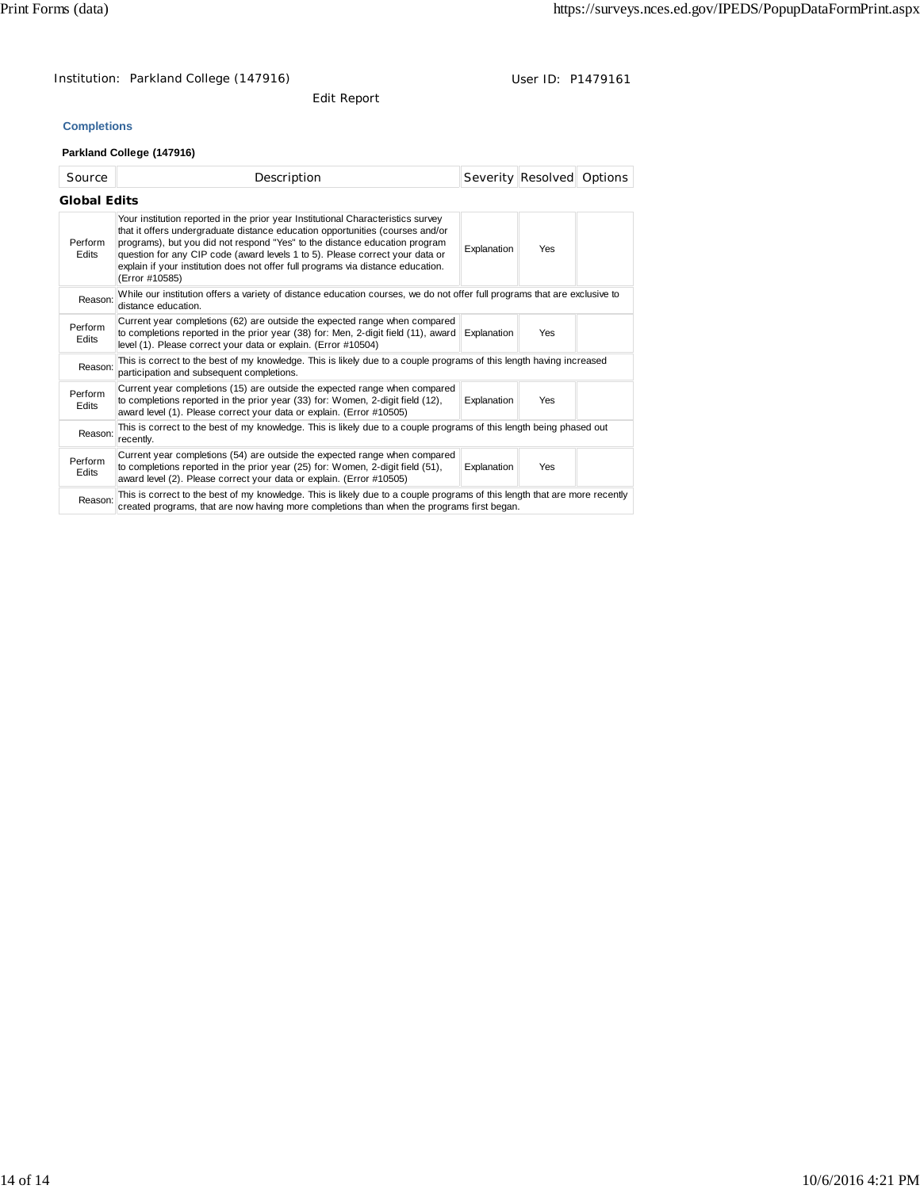Institution: Parkland College (147916)

User ID: P1479161

Edit Report

## Completions

**Parkland College (147916)**

| Source | Description | Severity | Resolved | Options |
|---|---|---|---|---|
| **Global Edits** | | | | |
| Perform Edits | Your institution reported in the prior year Institutional Characteristics survey that it offers undergraduate distance education opportunities (courses and/or programs), but you did not respond "Yes" to the distance education program question for any CIP code (award levels 1 to 5). Please correct your data or explain if your institution does not offer full programs via distance education. (Error #10585) | Explanation | Yes | |
| Reason: | While our institution offers a variety of distance education courses, we do not offer full programs that are exclusive to distance education. | | | |
| Perform Edits | Current year completions (62) are outside the expected range when compared to completions reported in the prior year (38) for: Men, 2-digit field (11), award level (1). Please correct your data or explain. (Error #10504) | Explanation | Yes | |
| Reason: | This is correct to the best of my knowledge. This is likely due to a couple programs of this length having increased participation and subsequent completions. | | | |
| Perform Edits | Current year completions (15) are outside the expected range when compared to completions reported in the prior year (33) for: Women, 2-digit field (12), award level (1). Please correct your data or explain. (Error #10505) | Explanation | Yes | |
| Reason: | This is correct to the best of my knowledge. This is likely due to a couple programs of this length being phased out recently. | | | |
| Perform Edits | Current year completions (54) are outside the expected range when compared to completions reported in the prior year (25) for: Women, 2-digit field (51), award level (2). Please correct your data or explain. (Error #10505) | Explanation | Yes | |
| Reason: | This is correct to the best of my knowledge. This is likely due to a couple programs of this length that are more recently created programs, that are now having more completions than when the programs first began. | | | |